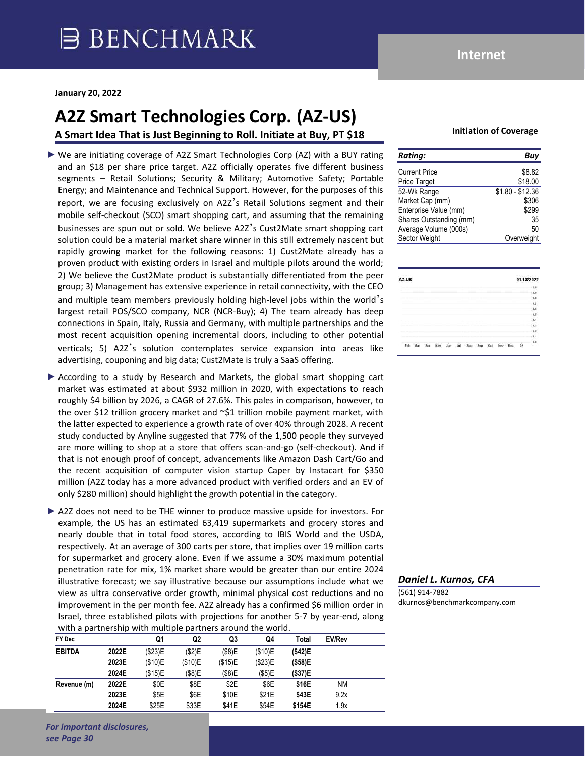# BENCHMARK

**Internet**

**January 20, 2022**

# A2Z Smart Technologies Corp. (AZ-US)

## A Smart Idea That is Just Beginning to Roll. Initiate at Buy, PT $18

**Initiation of Coverage**

| **Rating:** | **Buy** |
|---|---|
| Current Price | $8.82 |
| Price Target | $18.00 |
| 52-Wk Range | $1.80 - $12.36 |
| Market Cap (mm) | $306 |
| Enterprise Value (mm) | $299 |
| Shares Outstanding (mm) | 35 |
| Average Volume (000s) | 50 |
| Sector Weight | Overweight |

- ► We are initiating coverage of A2Z Smart Technologies Corp (AZ) with a BUY rating and an $18 per share price target. A2Z officially operates five different business segments – Retail Solutions; Security & Military; Automotive Safety; Portable Energy; and Maintenance and Technical Support. However, for the purposes of this report, we are focusing exclusively on A2Z's Retail Solutions segment and their mobile self-checkout (SCO) smart shopping cart, and assuming that the remaining businesses are spun out or sold. We believe A2Z's Cust2Mate smart shopping cart solution could be a material market share winner in this still extremely nascent but rapidly growing market for the following reasons: 1) Cust2Mate already has a proven product with existing orders in Israel and multiple pilots around the world; 2) We believe the Cust2Mate product is substantially differentiated from the peer group; 3) Management has extensive experience in retail connectivity, with the CEO and multiple team members previously holding high-level jobs within the world's largest retail POS/SCO company, NCR (NCR-Buy); 4) The team already has deep connections in Spain, Italy, Russia and Germany, with multiple partnerships and the most recent acquisition opening incremental doors, including to other potential verticals; 5) A2Z's solution contemplates service expansion into areas like advertising, couponing and big data; Cust2Mate is truly a SaaS offering.

- ► According to a study by Research and Markets, the global smart shopping cart market was estimated at about $932 million in 2020, with expectations to reach roughly $4 billion by 2026, a CAGR of 27.6%. This pales in comparison, however, to the over $12 trillion grocery market and ~$1 trillion mobile payment market, with the latter expected to experience a growth rate of over 40% through 2028. A recent study conducted by Anyline suggested that 77% of the 1,500 people they surveyed are more willing to shop at a store that offers scan-and-go (self-checkout). And if that is not enough proof of concept, advancements like Amazon Dash Cart/Go and the recent acquisition of computer vision startup Caper by Instacart for $350 million (A2Z today has a more advanced product with verified orders and an EV of only $280 million) should highlight the growth potential in the category.

- ► A2Z does not need to be THE winner to produce massive upside for investors. For example, the US has an estimated 63,419 supermarkets and grocery stores and nearly double that in total food stores, according to IBIS World and the USDA, respectively. At an average of 300 carts per store, that implies over 19 million carts for supermarket and grocery alone. Even if we assume a 30% maximum potential penetration rate for mix, 1% market share would be greater than our entire 2024 illustrative forecast; we say illustrative because our assumptions include what we view as ultra conservative order growth, minimal physical cost reductions and no improvement in the per month fee. A2Z already has a confirmed $6 million order in Israel, three established pilots with projections for another 5-7 by year-end, along with a partnership with multiple partners around the world.

| FY Dec | | Q1 | Q2 | Q3 | Q4 | Total | EV/Rev |
|---|---|---|---|---|---|---|---|
| **EBITDA** | **2022E** | ($23)E | ($2)E | ($8)E | ($10)E | **($42)E** | |
| | **2023E** | ($10)E | ($10)E | ($15)E | ($23)E | **($58)E** | |
| | **2024E** | ($15)E | ($8)E | ($8)E | ($5)E | **($37)E** | |
| **Revenue (m)** | **2022E** | $0E | $8E | $2E | $6E | **$16E** | NM |
| | **2023E** | $5E | $6E | $10E | $21E | **$43E** | 9.2x |
| | **2024E** | $25E | $33E | $41E | $54E | **$154E** | 1.9x |

***Daniel L. Kurnos, CFA***
(561) 914-7882
dkurnos@benchmarkcompany.com

*For important disclosures, see Page 30*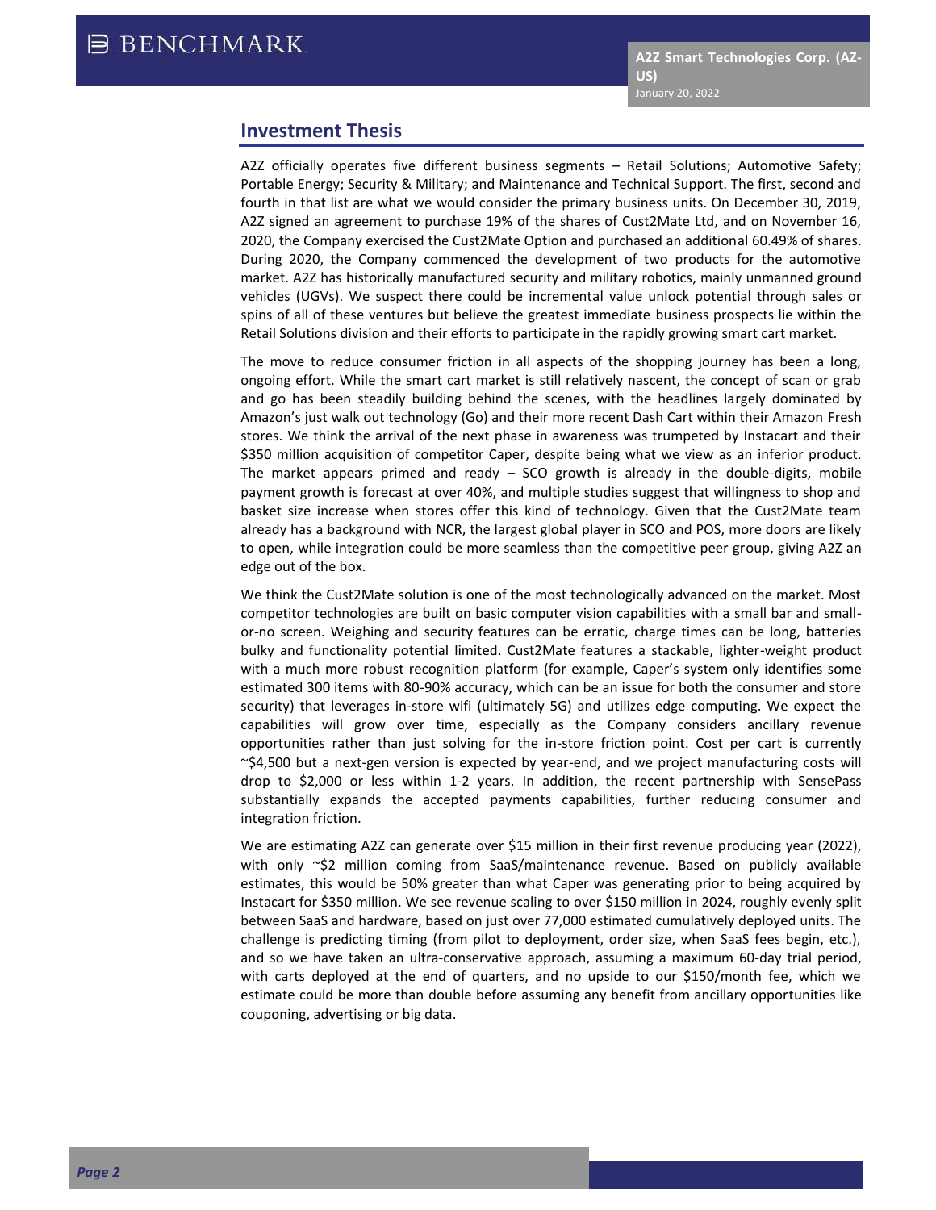## Investment Thesis

A2Z officially operates five different business segments – Retail Solutions; Automotive Safety; Portable Energy; Security & Military; and Maintenance and Technical Support. The first, second and fourth in that list are what we would consider the primary business units. On December 30, 2019, A2Z signed an agreement to purchase 19% of the shares of Cust2Mate Ltd, and on November 16, 2020, the Company exercised the Cust2Mate Option and purchased an additional 60.49% of shares. During 2020, the Company commenced the development of two products for the automotive market. A2Z has historically manufactured security and military robotics, mainly unmanned ground vehicles (UGVs). We suspect there could be incremental value unlock potential through sales or spins of all of these ventures but believe the greatest immediate business prospects lie within the Retail Solutions division and their efforts to participate in the rapidly growing smart cart market.

The move to reduce consumer friction in all aspects of the shopping journey has been a long, ongoing effort. While the smart cart market is still relatively nascent, the concept of scan or grab and go has been steadily building behind the scenes, with the headlines largely dominated by Amazon's just walk out technology (Go) and their more recent Dash Cart within their Amazon Fresh stores. We think the arrival of the next phase in awareness was trumpeted by Instacart and their $350 million acquisition of competitor Caper, despite being what we view as an inferior product. The market appears primed and ready – SCO growth is already in the double-digits, mobile payment growth is forecast at over 40%, and multiple studies suggest that willingness to shop and basket size increase when stores offer this kind of technology. Given that the Cust2Mate team already has a background with NCR, the largest global player in SCO and POS, more doors are likely to open, while integration could be more seamless than the competitive peer group, giving A2Z an edge out of the box.

We think the Cust2Mate solution is one of the most technologically advanced on the market. Most competitor technologies are built on basic computer vision capabilities with a small bar and small-or-no screen. Weighing and security features can be erratic, charge times can be long, batteries bulky and functionality potential limited. Cust2Mate features a stackable, lighter-weight product with a much more robust recognition platform (for example, Caper's system only identifies some estimated 300 items with 80-90% accuracy, which can be an issue for both the consumer and store security) that leverages in-store wifi (ultimately 5G) and utilizes edge computing. We expect the capabilities will grow over time, especially as the Company considers ancillary revenue opportunities rather than just solving for the in-store friction point. Cost per cart is currently ~$4,500 but a next-gen version is expected by year-end, and we project manufacturing costs will drop to $2,000 or less within 1-2 years. In addition, the recent partnership with SensePass substantially expands the accepted payments capabilities, further reducing consumer and integration friction.

We are estimating A2Z can generate over $15 million in their first revenue producing year (2022), with only ~$2 million coming from SaaS/maintenance revenue. Based on publicly available estimates, this would be 50% greater than what Caper was generating prior to being acquired by Instacart for $350 million. We see revenue scaling to over $150 million in 2024, roughly evenly split between SaaS and hardware, based on just over 77,000 estimated cumulatively deployed units. The challenge is predicting timing (from pilot to deployment, order size, when SaaS fees begin, etc.), and so we have taken an ultra-conservative approach, assuming a maximum 60-day trial period, with carts deployed at the end of quarters, and no upside to our $150/month fee, which we estimate could be more than double before assuming any benefit from ancillary opportunities like couponing, advertising or big data.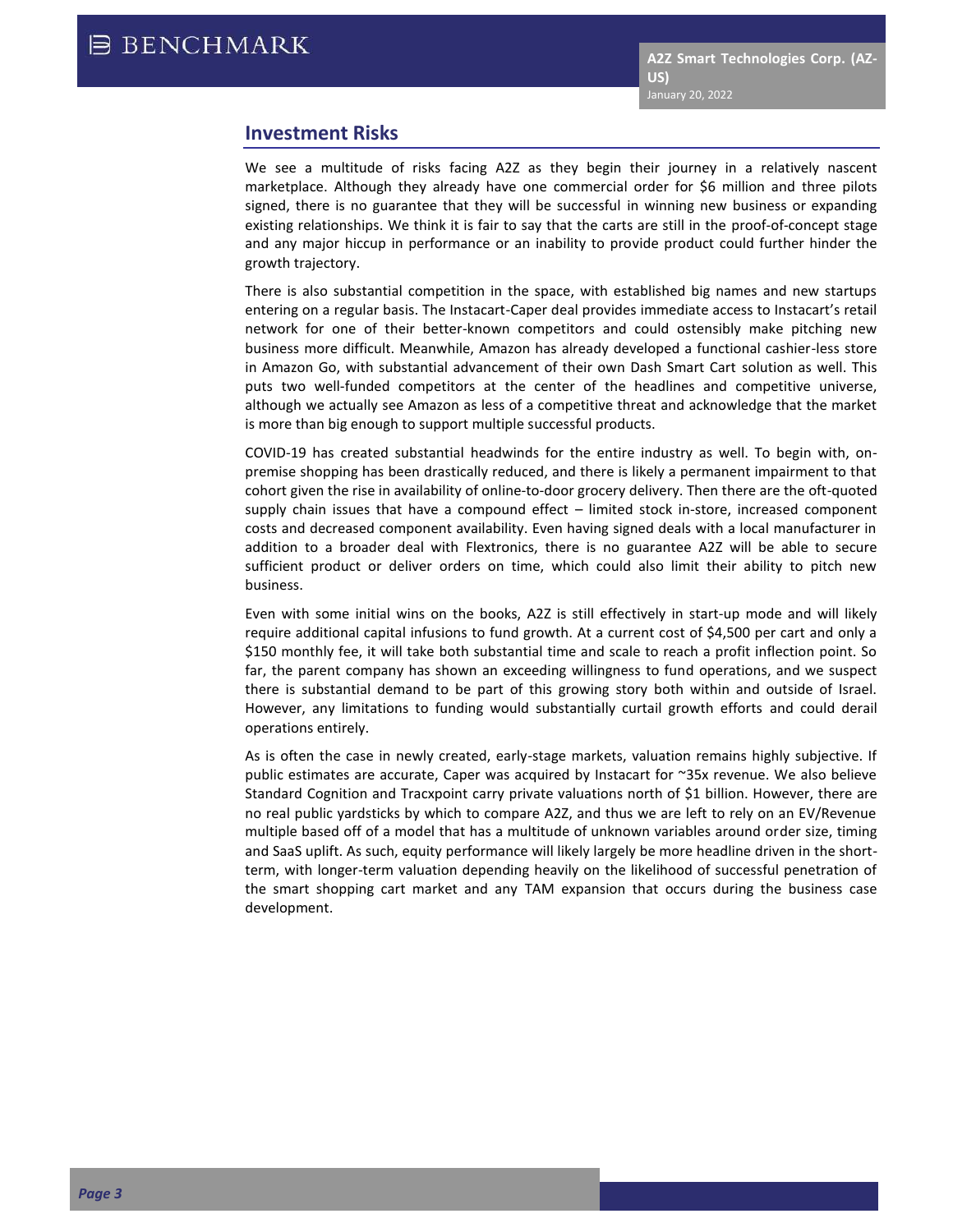## Investment Risks

We see a multitude of risks facing A2Z as they begin their journey in a relatively nascent marketplace. Although they already have one commercial order for $6 million and three pilots signed, there is no guarantee that they will be successful in winning new business or expanding existing relationships. We think it is fair to say that the carts are still in the proof-of-concept stage and any major hiccup in performance or an inability to provide product could further hinder the growth trajectory.

There is also substantial competition in the space, with established big names and new startups entering on a regular basis. The Instacart-Caper deal provides immediate access to Instacart's retail network for one of their better-known competitors and could ostensibly make pitching new business more difficult. Meanwhile, Amazon has already developed a functional cashier-less store in Amazon Go, with substantial advancement of their own Dash Smart Cart solution as well. This puts two well-funded competitors at the center of the headlines and competitive universe, although we actually see Amazon as less of a competitive threat and acknowledge that the market is more than big enough to support multiple successful products.

COVID-19 has created substantial headwinds for the entire industry as well. To begin with, on-premise shopping has been drastically reduced, and there is likely a permanent impairment to that cohort given the rise in availability of online-to-door grocery delivery. Then there are the oft-quoted supply chain issues that have a compound effect – limited stock in-store, increased component costs and decreased component availability. Even having signed deals with a local manufacturer in addition to a broader deal with Flextronics, there is no guarantee A2Z will be able to secure sufficient product or deliver orders on time, which could also limit their ability to pitch new business.

Even with some initial wins on the books, A2Z is still effectively in start-up mode and will likely require additional capital infusions to fund growth. At a current cost of $4,500 per cart and only a $150 monthly fee, it will take both substantial time and scale to reach a profit inflection point. So far, the parent company has shown an exceeding willingness to fund operations, and we suspect there is substantial demand to be part of this growing story both within and outside of Israel. However, any limitations to funding would substantially curtail growth efforts and could derail operations entirely.

As is often the case in newly created, early-stage markets, valuation remains highly subjective. If public estimates are accurate, Caper was acquired by Instacart for ~35x revenue. We also believe Standard Cognition and Tracxpoint carry private valuations north of $1 billion. However, there are no real public yardsticks by which to compare A2Z, and thus we are left to rely on an EV/Revenue multiple based off of a model that has a multitude of unknown variables around order size, timing and SaaS uplift. As such, equity performance will likely largely be more headline driven in the short-term, with longer-term valuation depending heavily on the likelihood of successful penetration of the smart shopping cart market and any TAM expansion that occurs during the business case development.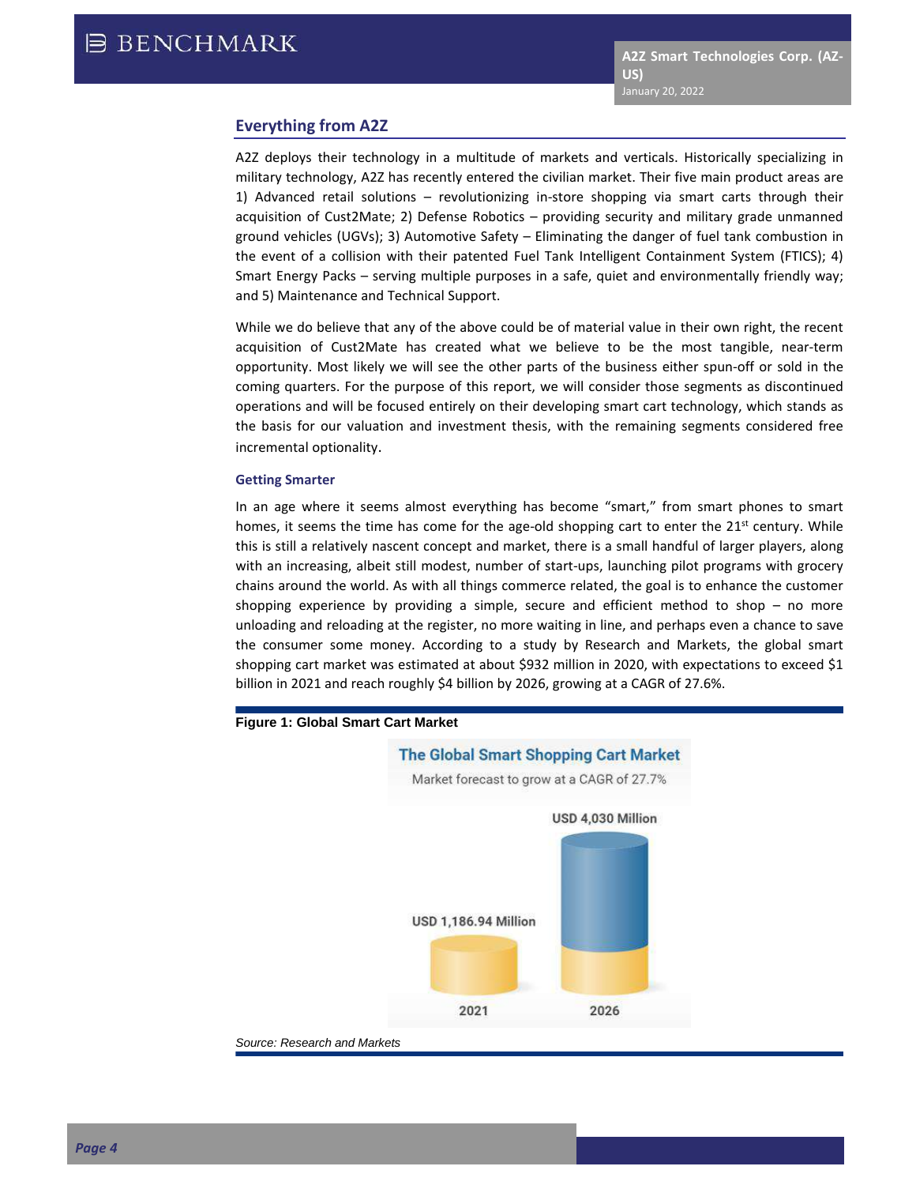## Everything from A2Z

A2Z deploys their technology in a multitude of markets and verticals. Historically specializing in military technology, A2Z has recently entered the civilian market. Their five main product areas are 1) Advanced retail solutions – revolutionizing in-store shopping via smart carts through their acquisition of Cust2Mate; 2) Defense Robotics – providing security and military grade unmanned ground vehicles (UGVs); 3) Automotive Safety – Eliminating the danger of fuel tank combustion in the event of a collision with their patented Fuel Tank Intelligent Containment System (FTICS); 4) Smart Energy Packs – serving multiple purposes in a safe, quiet and environmentally friendly way; and 5) Maintenance and Technical Support.

While we do believe that any of the above could be of material value in their own right, the recent acquisition of Cust2Mate has created what we believe to be the most tangible, near-term opportunity. Most likely we will see the other parts of the business either spun-off or sold in the coming quarters. For the purpose of this report, we will consider those segments as discontinued operations and will be focused entirely on their developing smart cart technology, which stands as the basis for our valuation and investment thesis, with the remaining segments considered free incremental optionality.

### Getting Smarter

In an age where it seems almost everything has become "smart," from smart phones to smart homes, it seems the time has come for the age-old shopping cart to enter the 21st century. While this is still a relatively nascent concept and market, there is a small handful of larger players, along with an increasing, albeit still modest, number of start-ups, launching pilot programs with grocery chains around the world. As with all things commerce related, the goal is to enhance the customer shopping experience by providing a simple, secure and efficient method to shop – no more unloading and reloading at the register, no more waiting in line, and perhaps even a chance to save the consumer some money. According to a study by Research and Markets, the global smart shopping cart market was estimated at about $932 million in 2020, with expectations to exceed $1 billion in 2021 and reach roughly $4 billion by 2026, growing at a CAGR of 27.6%.

**Figure 1: Global Smart Cart Market**

The Global Smart Shopping Cart Market

Market forecast to grow at a CAGR of 27.7%

| Year | Market Size |
|---|---|
| 2021 | USD 1,186.94 Million |
| 2026 | USD 4,030 Million |

*Source: Research and Markets*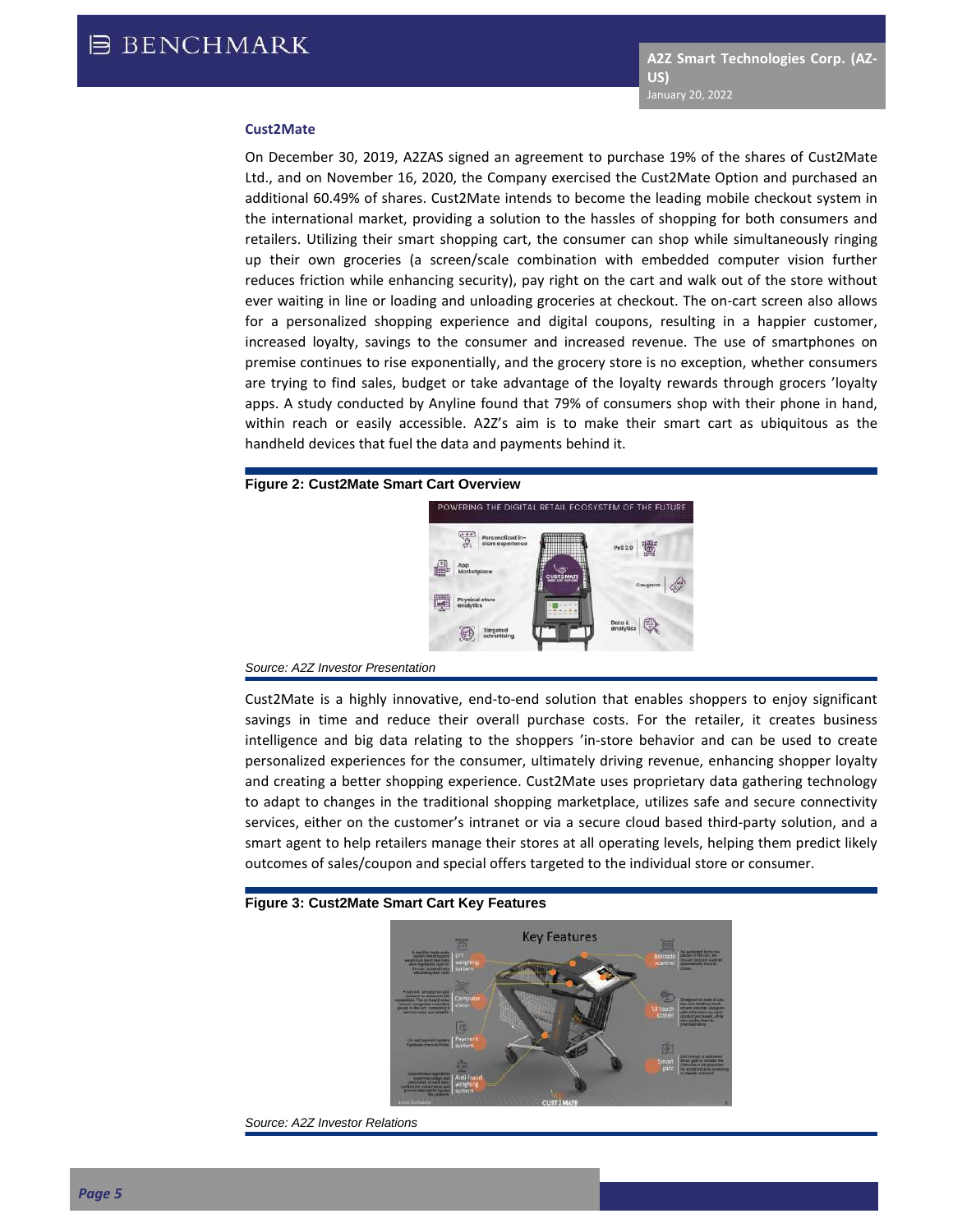### Cust2Mate

On December 30, 2019, A2ZAS signed an agreement to purchase 19% of the shares of Cust2Mate Ltd., and on November 16, 2020, the Company exercised the Cust2Mate Option and purchased an additional 60.49% of shares. Cust2Mate intends to become the leading mobile checkout system in the international market, providing a solution to the hassles of shopping for both consumers and retailers. Utilizing their smart shopping cart, the consumer can shop while simultaneously ringing up their own groceries (a screen/scale combination with embedded computer vision further reduces friction while enhancing security), pay right on the cart and walk out of the store without ever waiting in line or loading and unloading groceries at checkout. The on-cart screen also allows for a personalized shopping experience and digital coupons, resulting in a happier customer, increased loyalty, savings to the consumer and increased revenue. The use of smartphones on premise continues to rise exponentially, and the grocery store is no exception, whether consumers are trying to find sales, budget or take advantage of the loyalty rewards through grocers 'loyalty apps. A study conducted by Anyline found that 79% of consumers shop with their phone in hand, within reach or easily accessible. A2Z's aim is to make their smart cart as ubiquitous as the handheld devices that fuel the data and payments behind it.

**Figure 2: Cust2Mate Smart Cart Overview**

*Source: A2Z Investor Presentation*

Cust2Mate is a highly innovative, end-to-end solution that enables shoppers to enjoy significant savings in time and reduce their overall purchase costs. For the retailer, it creates business intelligence and big data relating to the shoppers 'in-store behavior and can be used to create personalized experiences for the consumer, ultimately driving revenue, enhancing shopper loyalty and creating a better shopping experience. Cust2Mate uses proprietary data gathering technology to adapt to changes in the traditional shopping marketplace, utilizes safe and secure connectivity services, either on the customer's intranet or via a secure cloud based third-party solution, and a smart agent to help retailers manage their stores at all operating levels, helping them predict likely outcomes of sales/coupon and special offers targeted to the individual store or consumer.

**Figure 3: Cust2Mate Smart Cart Key Features**

*Source: A2Z Investor Relations*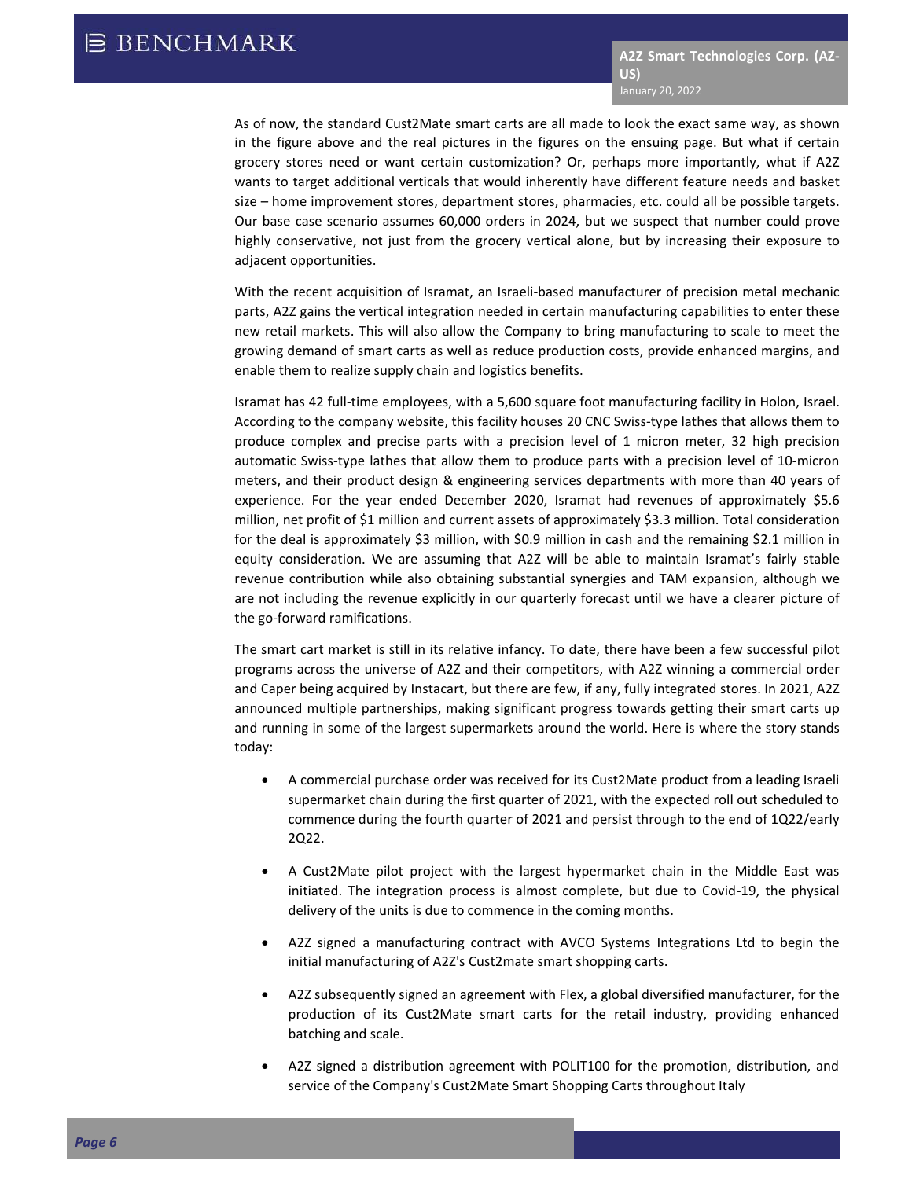As of now, the standard Cust2Mate smart carts are all made to look the exact same way, as shown in the figure above and the real pictures in the figures on the ensuing page. But what if certain grocery stores need or want certain customization? Or, perhaps more importantly, what if A2Z wants to target additional verticals that would inherently have different feature needs and basket size – home improvement stores, department stores, pharmacies, etc. could all be possible targets. Our base case scenario assumes 60,000 orders in 2024, but we suspect that number could prove highly conservative, not just from the grocery vertical alone, but by increasing their exposure to adjacent opportunities.

With the recent acquisition of Isramat, an Israeli-based manufacturer of precision metal mechanic parts, A2Z gains the vertical integration needed in certain manufacturing capabilities to enter these new retail markets. This will also allow the Company to bring manufacturing to scale to meet the growing demand of smart carts as well as reduce production costs, provide enhanced margins, and enable them to realize supply chain and logistics benefits.

Isramat has 42 full-time employees, with a 5,600 square foot manufacturing facility in Holon, Israel. According to the company website, this facility houses 20 CNC Swiss-type lathes that allows them to produce complex and precise parts with a precision level of 1 micron meter, 32 high precision automatic Swiss-type lathes that allow them to produce parts with a precision level of 10-micron meters, and their product design & engineering services departments with more than 40 years of experience. For the year ended December 2020, Isramat had revenues of approximately $5.6 million, net profit of $1 million and current assets of approximately $3.3 million. Total consideration for the deal is approximately $3 million, with $0.9 million in cash and the remaining $2.1 million in equity consideration. We are assuming that A2Z will be able to maintain Isramat's fairly stable revenue contribution while also obtaining substantial synergies and TAM expansion, although we are not including the revenue explicitly in our quarterly forecast until we have a clearer picture of the go-forward ramifications.

The smart cart market is still in its relative infancy. To date, there have been a few successful pilot programs across the universe of A2Z and their competitors, with A2Z winning a commercial order and Caper being acquired by Instacart, but there are few, if any, fully integrated stores. In 2021, A2Z announced multiple partnerships, making significant progress towards getting their smart carts up and running in some of the largest supermarkets around the world. Here is where the story stands today:

- A commercial purchase order was received for its Cust2Mate product from a leading Israeli supermarket chain during the first quarter of 2021, with the expected roll out scheduled to commence during the fourth quarter of 2021 and persist through to the end of 1Q22/early 2Q22.
- A Cust2Mate pilot project with the largest hypermarket chain in the Middle East was initiated. The integration process is almost complete, but due to Covid-19, the physical delivery of the units is due to commence in the coming months.
- A2Z signed a manufacturing contract with AVCO Systems Integrations Ltd to begin the initial manufacturing of A2Z's Cust2mate smart shopping carts.
- A2Z subsequently signed an agreement with Flex, a global diversified manufacturer, for the production of its Cust2Mate smart carts for the retail industry, providing enhanced batching and scale.
- A2Z signed a distribution agreement with POLIT100 for the promotion, distribution, and service of the Company's Cust2Mate Smart Shopping Carts throughout Italy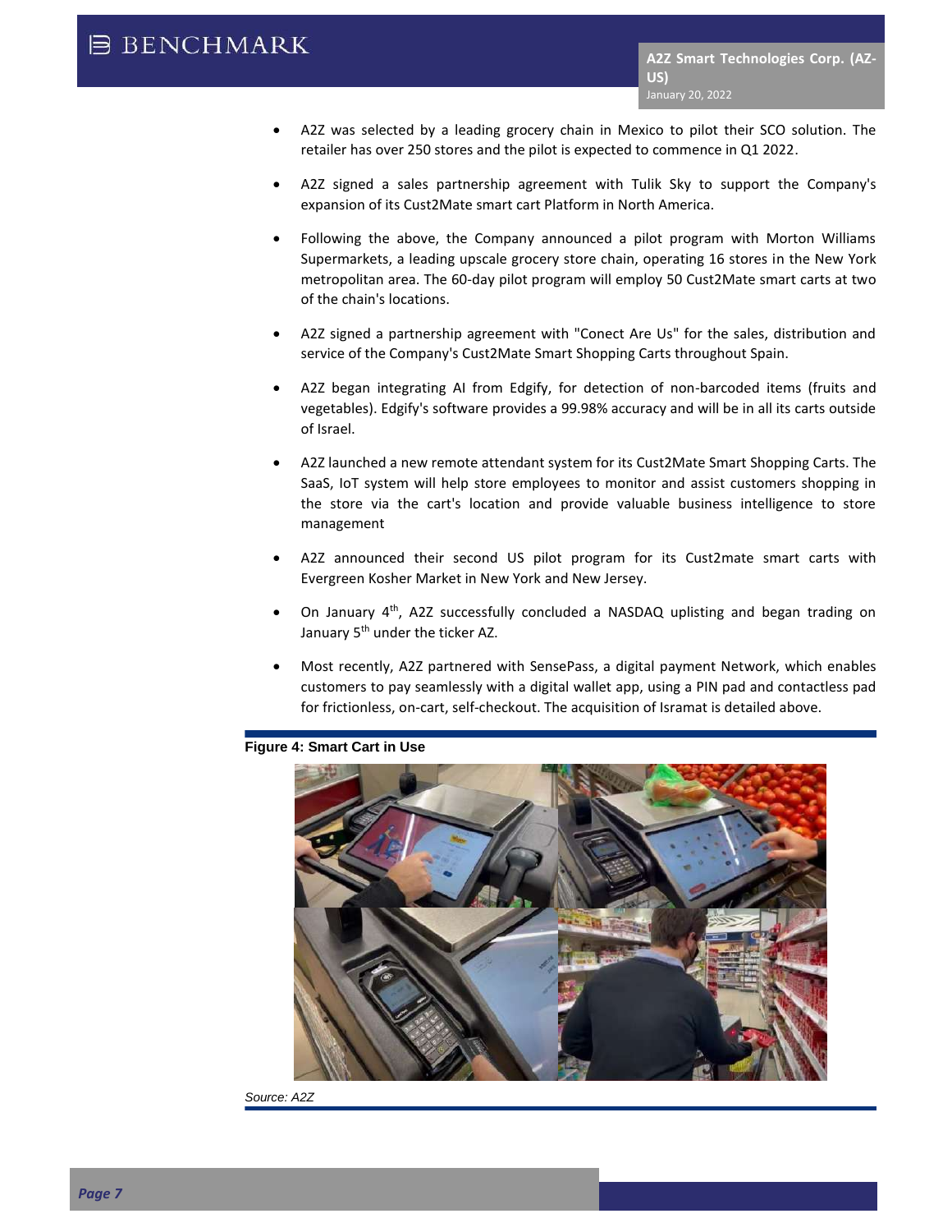- A2Z was selected by a leading grocery chain in Mexico to pilot their SCO solution. The retailer has over 250 stores and the pilot is expected to commence in Q1 2022.
- A2Z signed a sales partnership agreement with Tulik Sky to support the Company's expansion of its Cust2Mate smart cart Platform in North America.
- Following the above, the Company announced a pilot program with Morton Williams Supermarkets, a leading upscale grocery store chain, operating 16 stores in the New York metropolitan area. The 60-day pilot program will employ 50 Cust2Mate smart carts at two of the chain's locations.
- A2Z signed a partnership agreement with "Conect Are Us" for the sales, distribution and service of the Company's Cust2Mate Smart Shopping Carts throughout Spain.
- A2Z began integrating AI from Edgify, for detection of non-barcoded items (fruits and vegetables). Edgify's software provides a 99.98% accuracy and will be in all its carts outside of Israel.
- A2Z launched a new remote attendant system for its Cust2Mate Smart Shopping Carts. The SaaS, IoT system will help store employees to monitor and assist customers shopping in the store via the cart's location and provide valuable business intelligence to store management
- A2Z announced their second US pilot program for its Cust2mate smart carts with Evergreen Kosher Market in New York and New Jersey.
- On January 4th, A2Z successfully concluded a NASDAQ uplisting and began trading on January 5th under the ticker AZ.
- Most recently, A2Z partnered with SensePass, a digital payment Network, which enables customers to pay seamlessly with a digital wallet app, using a PIN pad and contactless pad for frictionless, on-cart, self-checkout. The acquisition of Isramat is detailed above.

**Figure 4: Smart Cart in Use**

*Source: A2Z*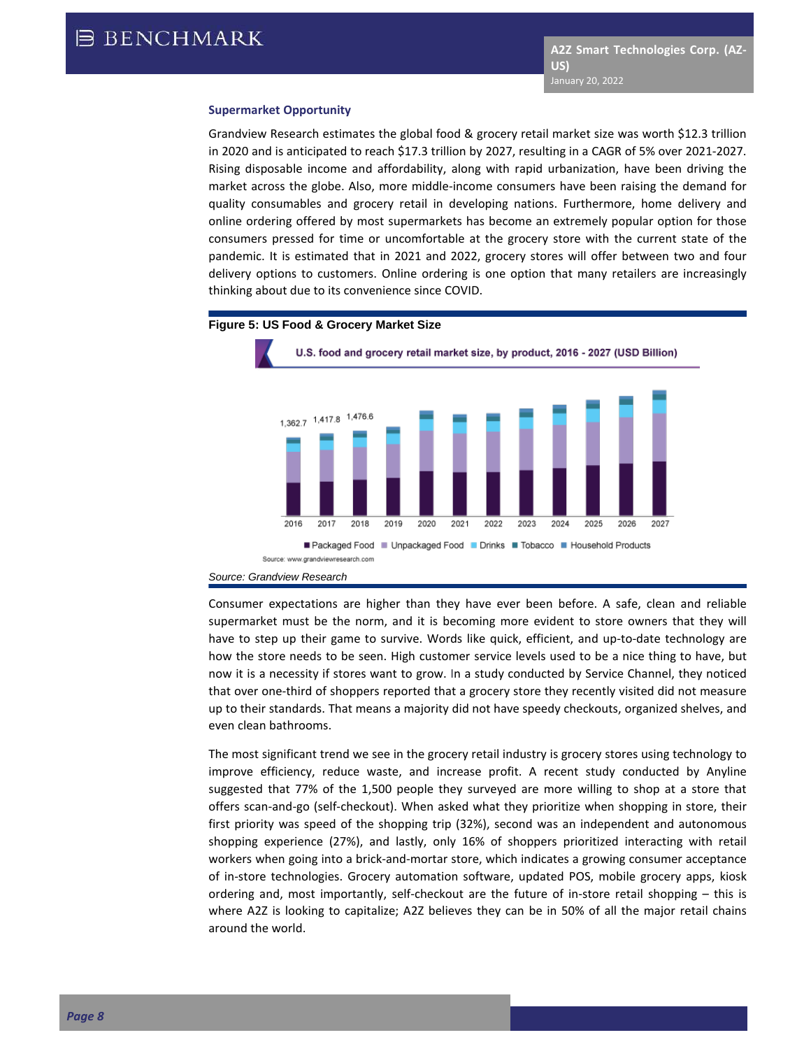### Supermarket Opportunity

Grandview Research estimates the global food & grocery retail market size was worth $12.3 trillion in 2020 and is anticipated to reach $17.3 trillion by 2027, resulting in a CAGR of 5% over 2021-2027. Rising disposable income and affordability, along with rapid urbanization, have been driving the market across the globe. Also, more middle-income consumers have been raising the demand for quality consumables and grocery retail in developing nations. Furthermore, home delivery and online ordering offered by most supermarkets has become an extremely popular option for those consumers pressed for time or uncomfortable at the grocery store with the current state of the pandemic. It is estimated that in 2021 and 2022, grocery stores will offer between two and four delivery options to customers. Online ordering is one option that many retailers are increasingly thinking about due to its convenience since COVID.

**Figure 5: US Food & Grocery Market Size**

U.S. food and grocery retail market size, by product, 2016 - 2027 (USD Billion)

| Year | Market size (USD Billion) |
|---|---|
| 2016 | 1,362.7 |
| 2017 | 1,417.8 |
| 2018 | 1,476.6 |

Legend: Packaged Food, Unpackaged Food, Drinks, Tobacco, Household Products

Source: www.grandviewresearch.com

*Source: Grandview Research*

Consumer expectations are higher than they have ever been before. A safe, clean and reliable supermarket must be the norm, and it is becoming more evident to store owners that they will have to step up their game to survive. Words like quick, efficient, and up-to-date technology are how the store needs to be seen. High customer service levels used to be a nice thing to have, but now it is a necessity if stores want to grow. In a study conducted by Service Channel, they noticed that over one-third of shoppers reported that a grocery store they recently visited did not measure up to their standards. That means a majority did not have speedy checkouts, organized shelves, and even clean bathrooms.

The most significant trend we see in the grocery retail industry is grocery stores using technology to improve efficiency, reduce waste, and increase profit. A recent study conducted by Anyline suggested that 77% of the 1,500 people they surveyed are more willing to shop at a store that offers scan-and-go (self-checkout). When asked what they prioritize when shopping in store, their first priority was speed of the shopping trip (32%), second was an independent and autonomous shopping experience (27%), and lastly, only 16% of shoppers prioritized interacting with retail workers when going into a brick-and-mortar store, which indicates a growing consumer acceptance of in-store technologies. Grocery automation software, updated POS, mobile grocery apps, kiosk ordering and, most importantly, self-checkout are the future of in-store retail shopping – this is where A2Z is looking to capitalize; A2Z believes they can be in 50% of all the major retail chains around the world.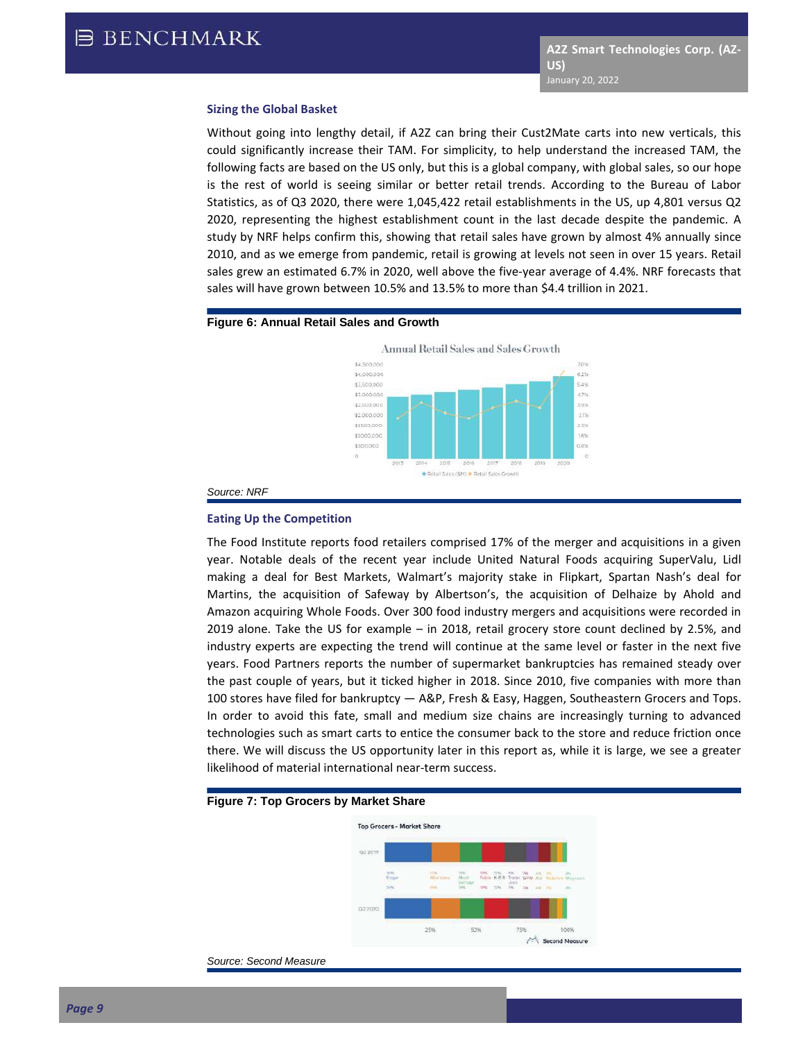### Sizing the Global Basket

Without going into lengthy detail, if A2Z can bring their Cust2Mate carts into new verticals, this could significantly increase their TAM. For simplicity, to help understand the increased TAM, the following facts are based on the US only, but this is a global company, with global sales, so our hope is the rest of world is seeing similar or better retail trends. According to the Bureau of Labor Statistics, as of Q3 2020, there were 1,045,422 retail establishments in the US, up 4,801 versus Q2 2020, representing the highest establishment count in the last decade despite the pandemic. A study by NRF helps confirm this, showing that retail sales have grown by almost 4% annually since 2010, and as we emerge from pandemic, retail is growing at levels not seen in over 15 years. Retail sales grew an estimated 6.7% in 2020, well above the five-year average of 4.4%. NRF forecasts that sales will have grown between 10.5% and 13.5% to more than $4.4 trillion in 2021.

**Figure 6: Annual Retail Sales and Growth**

*Source: NRF*

### Eating Up the Competition

The Food Institute reports food retailers comprised 17% of the merger and acquisitions in a given year. Notable deals of the recent year include United Natural Foods acquiring SuperValu, Lidl making a deal for Best Markets, Walmart's majority stake in Flipkart, Spartan Nash's deal for Martins, the acquisition of Safeway by Albertson's, the acquisition of Delhaize by Ahold and Amazon acquiring Whole Foods. Over 300 food industry mergers and acquisitions were recorded in 2019 alone. Take the US for example – in 2018, retail grocery store count declined by 2.5%, and industry experts are expecting the trend will continue at the same level or faster in the next five years. Food Partners reports the number of supermarket bankruptcies has remained steady over the past couple of years, but it ticked higher in 2018. Since 2010, five companies with more than 100 stores have filed for bankruptcy — A&P, Fresh & Easy, Haggen, Southeastern Grocers and Tops. In order to avoid this fate, small and medium size chains are increasingly turning to advanced technologies such as smart carts to entice the consumer back to the store and reduce friction once there. We will discuss the US opportunity later in this report as, while it is large, we see a greater likelihood of material international near-term success.

**Figure 7: Top Grocers by Market Share**

*Source: Second Measure*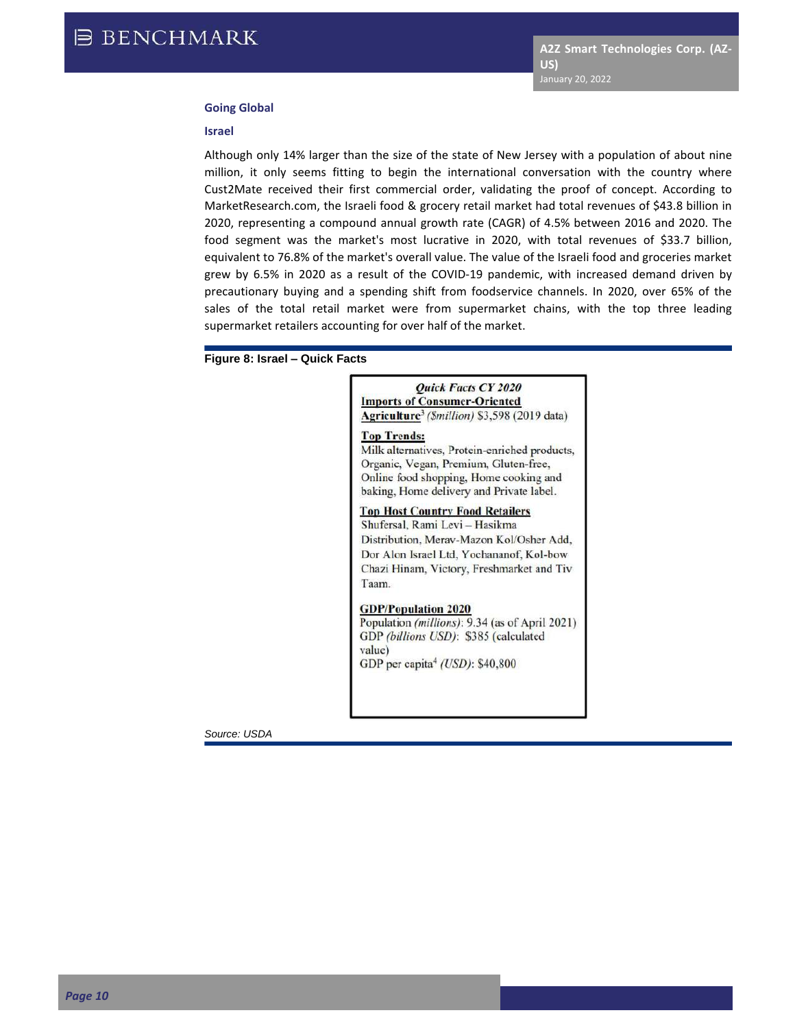## Going Global

### Israel

Although only 14% larger than the size of the state of New Jersey with a population of about nine million, it only seems fitting to begin the international conversation with the country where Cust2Mate received their first commercial order, validating the proof of concept. According to MarketResearch.com, the Israeli food & grocery retail market had total revenues of $43.8 billion in 2020, representing a compound annual growth rate (CAGR) of 4.5% between 2016 and 2020. The food segment was the market's most lucrative in 2020, with total revenues of $33.7 billion, equivalent to 76.8% of the market's overall value. The value of the Israeli food and groceries market grew by 6.5% in 2020 as a result of the COVID-19 pandemic, with increased demand driven by precautionary buying and a spending shift from foodservice channels. In 2020, over 65% of the sales of the total retail market were from supermarket chains, with the top three leading supermarket retailers accounting for over half of the market.

**Figure 8: Israel – Quick Facts**

***Quick Facts CY 2020***

**Imports of Consumer-Oriented Agriculture**[3] *($million)* $3,598 (2019 data)

**Top Trends:**
Milk alternatives, Protein-enriched products, Organic, Vegan, Premium, Gluten-free, Online food shopping, Home cooking and baking, Home delivery and Private label.

**Top Host Country Food Retailers**
Shufersal, Rami Levi – Hasikma Distribution, Merav-Mazon Kol/Osher Add, Dor Alon Israel Ltd, Yochananof, Kol-bow Chazi Hinam, Victory, Freshmarket and Tiv Taam.

**GDP/Population 2020**
Population *(millions)*: 9.34 (as of April 2021)
GDP *(billions USD)*: $385 (calculated value)
GDP per capita[4] *(USD)*: $40,800

*Source: USDA*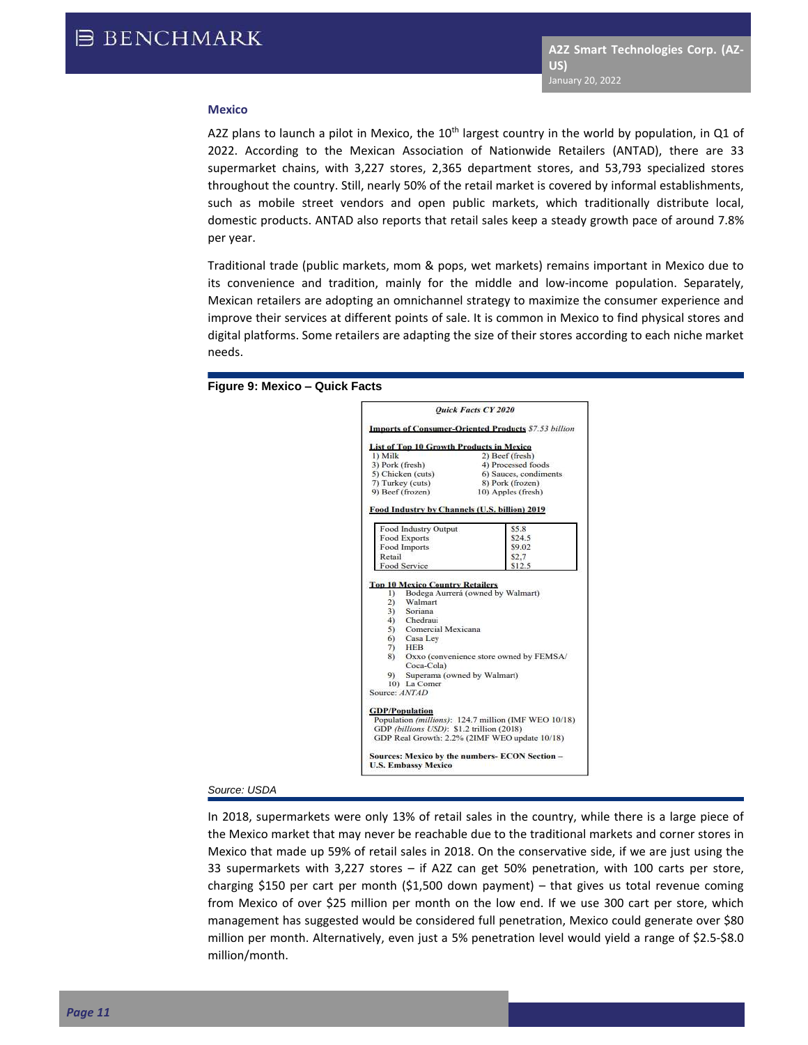### Mexico

A2Z plans to launch a pilot in Mexico, the 10th largest country in the world by population, in Q1 of 2022. According to the Mexican Association of Nationwide Retailers (ANTAD), there are 33 supermarket chains, with 3,227 stores, 2,365 department stores, and 53,793 specialized stores throughout the country. Still, nearly 50% of the retail market is covered by informal establishments, such as mobile street vendors and open public markets, which traditionally distribute local, domestic products. ANTAD also reports that retail sales keep a steady growth pace of around 7.8% per year.

Traditional trade (public markets, mom & pops, wet markets) remains important in Mexico due to its convenience and tradition, mainly for the middle and low-income population. Separately, Mexican retailers are adopting an omnichannel strategy to maximize the consumer experience and improve their services at different points of sale. It is common in Mexico to find physical stores and digital platforms. Some retailers are adapting the size of their stores according to each niche market needs.

**Figure 9: Mexico – Quick Facts**

***Quick Facts CY 2020***

**Imports of Consumer-Oriented Products** *$7.53 billion*

**List of Top 10 Growth Products in Mexico**

| | |
|---|---|
| 1) Milk | 2) Beef (fresh) |
| 3) Pork (fresh) | 4) Processed foods |
| 5) Chicken (cuts) | 6) Sauces, condiments |
| 7) Turkey (cuts) | 8) Pork (frozen) |
| 9) Beef (frozen) | 10) Apples (fresh) |

**Food Industry by Channels (U.S. billion) 2019**

| | |
|---|---|
| Food Industry Output | $5.8 |
| Food Exports | $24.5 |
| Food Imports | $9.02 |
| Retail | $2,7 |
| Food Service | $12.5 |

**Top 10 Mexico Country Retailers**

1) Bodega Aurrerá (owned by Walmart)
2) Walmart
3) Soriana
4) Chedraui
5) Comercial Mexicana
6) Casa Ley
7) HEB
8) Oxxo (convenience store owned by FEMSA/ Coca-Cola)
9) Superama (owned by Walmart)
10) La Comer

Source: *ANTAD*

**GDP/Population**

Population *(millions)*: 124.7 million (IMF WEO 10/18)
GDP *(billions USD)*: $1.2 trillion (2018)
GDP Real Growth: 2.2% (2IMF WEO update 10/18)

**Sources: Mexico by the numbers- ECON Section – U.S. Embassy Mexico**

*Source: USDA*

In 2018, supermarkets were only 13% of retail sales in the country, while there is a large piece of the Mexico market that may never be reachable due to the traditional markets and corner stores in Mexico that made up 59% of retail sales in 2018. On the conservative side, if we are just using the 33 supermarkets with 3,227 stores – if A2Z can get 50% penetration, with 100 carts per store, charging $150 per cart per month ($1,500 down payment) – that gives us total revenue coming from Mexico of over $25 million per month on the low end. If we use 300 cart per store, which management has suggested would be considered full penetration, Mexico could generate over $80 million per month. Alternatively, even just a 5% penetration level would yield a range of $2.5-$8.0 million/month.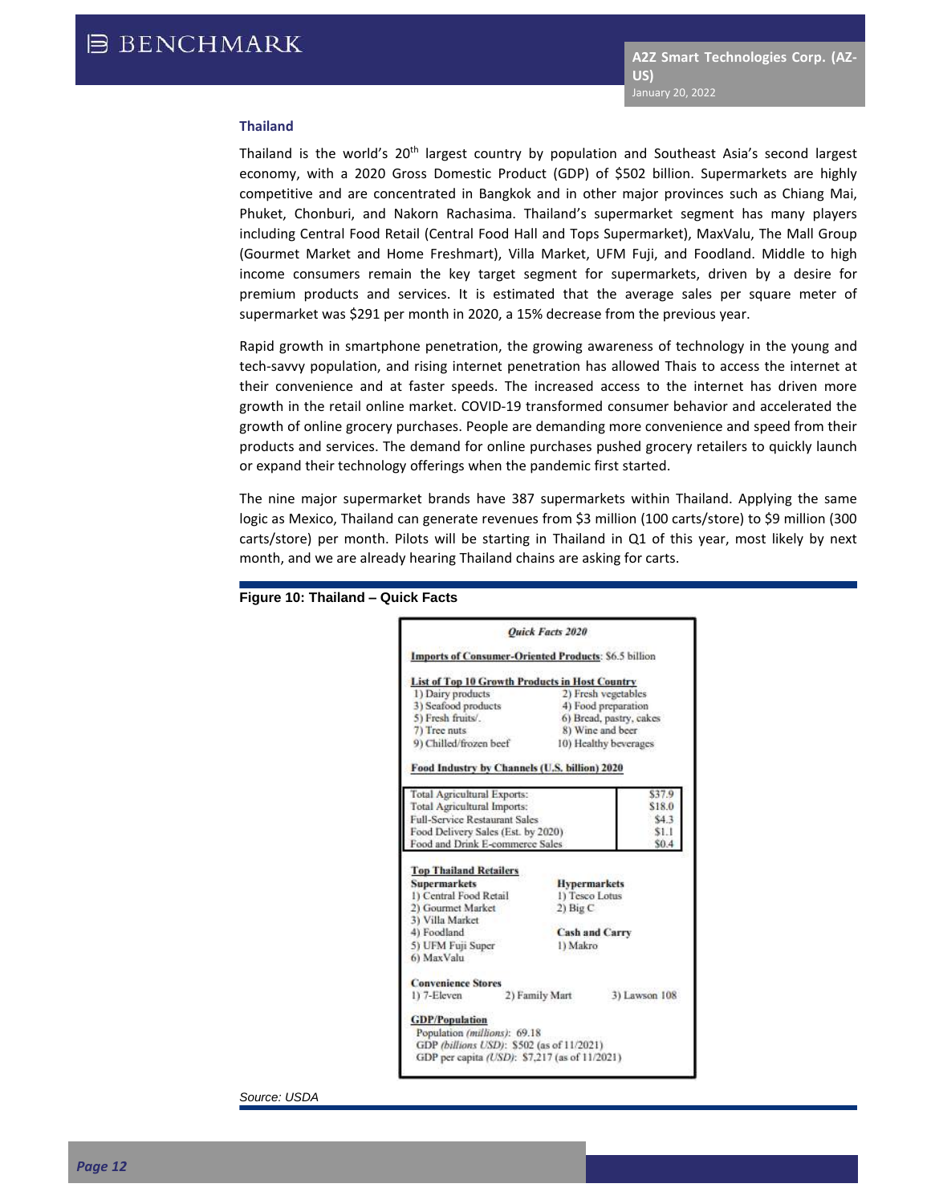## Thailand

Thailand is the world's 20th largest country by population and Southeast Asia's second largest economy, with a 2020 Gross Domestic Product (GDP) of $502 billion. Supermarkets are highly competitive and are concentrated in Bangkok and in other major provinces such as Chiang Mai, Phuket, Chonburi, and Nakorn Rachasima. Thailand's supermarket segment has many players including Central Food Retail (Central Food Hall and Tops Supermarket), MaxValu, The Mall Group (Gourmet Market and Home Freshmart), Villa Market, UFM Fuji, and Foodland. Middle to high income consumers remain the key target segment for supermarkets, driven by a desire for premium products and services. It is estimated that the average sales per square meter of supermarket was $291 per month in 2020, a 15% decrease from the previous year.

Rapid growth in smartphone penetration, the growing awareness of technology in the young and tech-savvy population, and rising internet penetration has allowed Thais to access the internet at their convenience and at faster speeds. The increased access to the internet has driven more growth in the retail online market. COVID-19 transformed consumer behavior and accelerated the growth of online grocery purchases. People are demanding more convenience and speed from their products and services. The demand for online purchases pushed grocery retailers to quickly launch or expand their technology offerings when the pandemic first started.

The nine major supermarket brands have 387 supermarkets within Thailand. Applying the same logic as Mexico, Thailand can generate revenues from $3 million (100 carts/store) to $9 million (300 carts/store) per month. Pilots will be starting in Thailand in Q1 of this year, most likely by next month, and we are already hearing Thailand chains are asking for carts.

**Figure 10: Thailand – Quick Facts**

***Quick Facts 2020***

**Imports of Consumer-Oriented Products**: $6.5 billion

**List of Top 10 Growth Products in Host Country**

| | |
|---|---|
| 1) Dairy products | 2) Fresh vegetables |
| 3) Seafood products | 4) Food preparation |
| 5) Fresh fruits/. | 6) Bread, pastry, cakes |
| 7) Tree nuts | 8) Wine and beer |
| 9) Chilled/frozen beef | 10) Healthy beverages |

**Food Industry by Channels (U.S. billion) 2020**

| | |
|---|---|
| Total Agricultural Exports: | $37.9 |
| Total Agricultural Imports: | $18.0 |
| Full-Service Restaurant Sales | $4.3 |
| Food Delivery Sales (Est. by 2020) | $1.1 |
| Food and Drink E-commerce Sales | $0.4 |

**Top Thailand Retailers**

| Supermarkets | Hypermarkets |
|---|---|
| 1) Central Food Retail | 1) Tesco Lotus |
| 2) Gourmet Market | 2) Big C |
| 3) Villa Market | |
| 4) Foodland | **Cash and Carry** |
| 5) UFM Fuji Super | 1) Makro |
| 6) MaxValu | |

**Convenience Stores**

1) 7-Eleven 2) Family Mart 3) Lawson 108

**GDP/Population**

Population *(millions)*: 69.18
GDP *(billions USD)*: $502 (as of 11/2021)
GDP per capita *(USD)*: $7,217 (as of 11/2021)

*Source: USDA*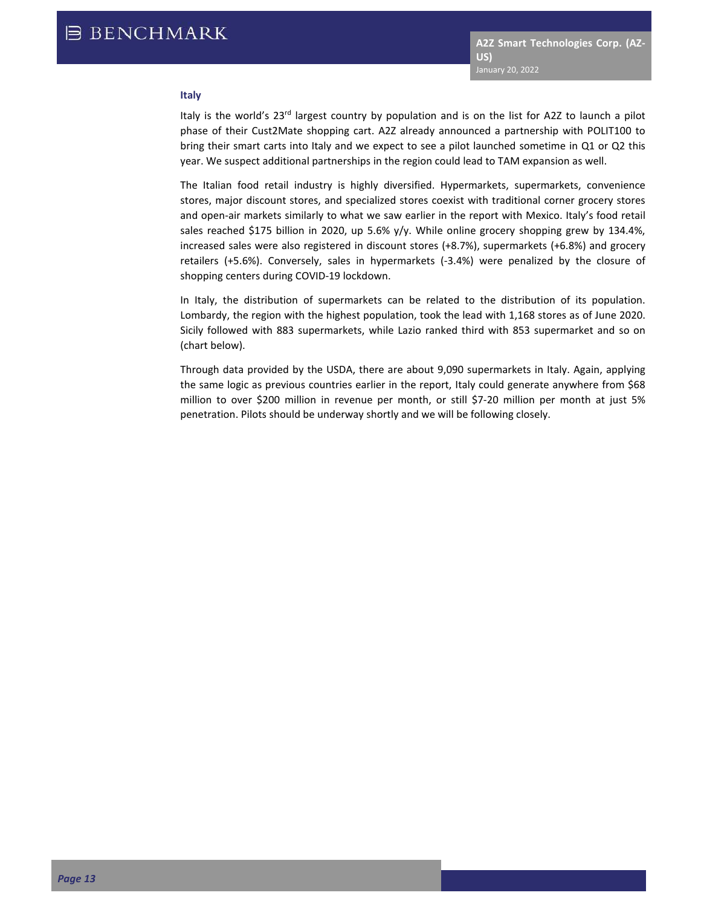### Italy

Italy is the world's 23rd largest country by population and is on the list for A2Z to launch a pilot phase of their Cust2Mate shopping cart. A2Z already announced a partnership with POLIT100 to bring their smart carts into Italy and we expect to see a pilot launched sometime in Q1 or Q2 this year. We suspect additional partnerships in the region could lead to TAM expansion as well.

The Italian food retail industry is highly diversified. Hypermarkets, supermarkets, convenience stores, major discount stores, and specialized stores coexist with traditional corner grocery stores and open-air markets similarly to what we saw earlier in the report with Mexico. Italy's food retail sales reached $175 billion in 2020, up 5.6% y/y. While online grocery shopping grew by 134.4%, increased sales were also registered in discount stores (+8.7%), supermarkets (+6.8%) and grocery retailers (+5.6%). Conversely, sales in hypermarkets (-3.4%) were penalized by the closure of shopping centers during COVID-19 lockdown.

In Italy, the distribution of supermarkets can be related to the distribution of its population. Lombardy, the region with the highest population, took the lead with 1,168 stores as of June 2020. Sicily followed with 883 supermarkets, while Lazio ranked third with 853 supermarket and so on (chart below).

Through data provided by the USDA, there are about 9,090 supermarkets in Italy. Again, applying the same logic as previous countries earlier in the report, Italy could generate anywhere from $68 million to over $200 million in revenue per month, or still $7-20 million per month at just 5% penetration. Pilots should be underway shortly and we will be following closely.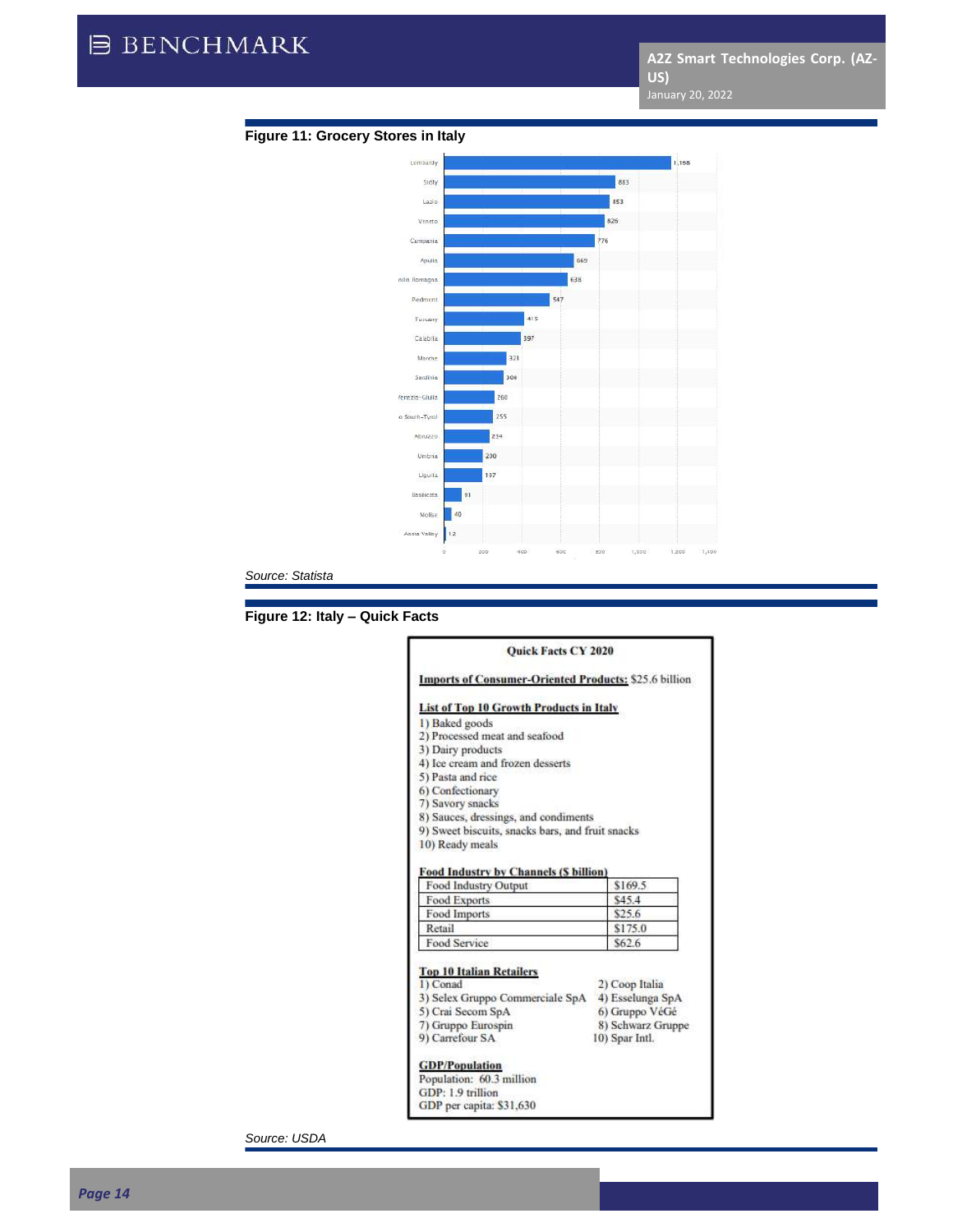### Figure 11: Grocery Stores in Italy

| Region | Grocery Stores |
|---|---|
| Lombardy | 1,168 |
| Sicily | 883 |
| Lazio | 853 |
| Veneto | 826 |
| Campania | 776 |
| Apulia | 669 |
| Emilia Romagna | 638 |
| Piedmont | 547 |
| Tuscany | 415 |
| Calabria | 397 |
| Marche | 321 |
| Sardinia | 306 |
| Friuli-Venezia-Giulia | 260 |
| Trentino South-Tyrol | 255 |
| Abruzzo | 234 |
| Umbria | 200 |
| Liguria | 197 |
| Basilicata | 91 |
| Molise | 40 |
| Aosta Valley | 12 |

*Source: Statista*

### Figure 12: Italy – Quick Facts

**Quick Facts CY 2020**

**Imports of Consumer-Oriented Products:** $25.6 billion

**List of Top 10 Growth Products in Italy**

1) Baked goods
2) Processed meat and seafood
3) Dairy products
4) Ice cream and frozen desserts
5) Pasta and rice
6) Confectionary
7) Savory snacks
8) Sauces, dressings, and condiments
9) Sweet biscuits, snacks bars, and fruit snacks
10) Ready meals

**Food Industry by Channels ($ billion)**

| Channel | $ billion |
|---|---|
| Food Industry Output | $169.5 |
| Food Exports | $45.4 |
| Food Imports | $25.6 |
| Retail | $175.0 |
| Food Service | $62.6 |

**Top 10 Italian Retailers**

1) Conad
2) Coop Italia
3) Selex Gruppo Commerciale SpA
4) Esselunga SpA
5) Crai Secom SpA
6) Gruppo VéGé
7) Gruppo Eurospin
8) Schwarz Gruppe
9) Carrefour SA
10) Spar Intl.

**GDP/Population**

Population: 60.3 million
GDP: 1.9 trillion
GDP per capita: $31,630

*Source: USDA*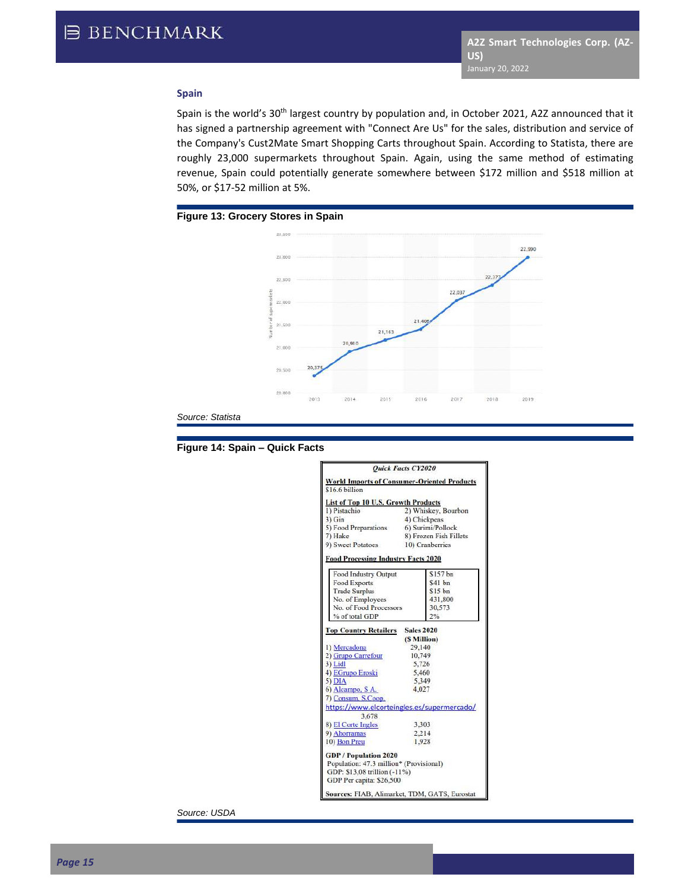## Spain

Spain is the world's 30th largest country by population and, in October 2021, A2Z announced that it has signed a partnership agreement with "Connect Are Us" for the sales, distribution and service of the Company's Cust2Mate Smart Shopping Carts throughout Spain. According to Statista, there are roughly 23,000 supermarkets throughout Spain. Again, using the same method of estimating revenue, Spain could potentially generate somewhere between $172 million and $518 million at 50%, or $17-52 million at 5%.

**Figure 13: Grocery Stores in Spain**

| Year | Number of supermarkets |
|---|---|
| 2013 | 20,375 |
| 2014 | 20,910 |
| 2015 | 21,163 |
| 2016 | 21,406 |
| 2017 | 22,037 |
| 2018 | 22,377 |
| 2019 | 22,990 |

*Source: Statista*

**Figure 14: Spain – Quick Facts**

***Quick Facts CY2020***

**World Imports of Consumer-Oriented Products**
$16.6 billion

**List of Top 10 U.S. Growth Products**

| | |
|---|---|
| 1) Pistachio | 2) Whiskey, Bourbon |
| 3) Gin | 4) Chickpeas |
| 5) Food Preparations | 6) Surimi/Pollock |
| 7) Hake | 8) Frozen Fish Fillets |
| 9) Sweet Potatoes | 10) Cranberries |

**Food Processing Industry Facts 2020**

| | |
|---|---|
| Food Industry Output | $157 bn |
| Food Exports | $41 bn |
| Trade Surplus | $15 bn |
| No. of Employees | 431,800 |
| No. of Food Processors | 30,573 |
| % of total GDP | 2% |

| Top Country Retailers | Sales 2020 ($ Million) |
|---|---|
| 1) Mercadona | 29,140 |
| 2) Grupo Carrefour | 10,749 |
| 3) Lidl | 5,726 |
| 4) EGrupo Eroski | 5,460 |
| 5) DIA | 5,349 |
| 6) Alcampo, S A. | 4,027 |
| 7) Consum, S.Coop. https://www.elcorteingles.es/supermercado/ | 3,678 |
| 8) El Corte Ingles | 3,303 |
| 9) Ahorramas | 2,214 |
| 10) Bon Preu | 1,928 |

**GDP / Population 2020**
Population: 47.3 million* (Provisional)
GDP: $13.08 trillion (-11%)
GDP Per capita: $26,500

**Sources:** FIAB, Alimarket, TDM, GATS, Eurostat

*Source: USDA*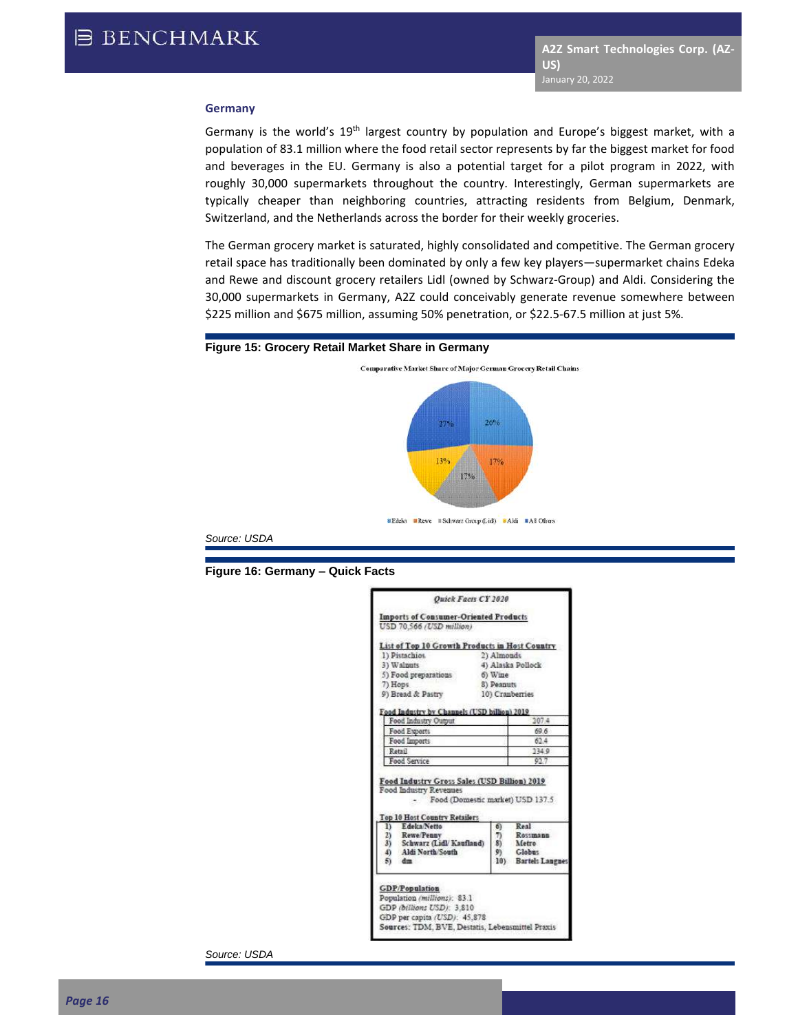## Germany

Germany is the world's 19th largest country by population and Europe's biggest market, with a population of 83.1 million where the food retail sector represents by far the biggest market for food and beverages in the EU. Germany is also a potential target for a pilot program in 2022, with roughly 30,000 supermarkets throughout the country. Interestingly, German supermarkets are typically cheaper than neighboring countries, attracting residents from Belgium, Denmark, Switzerland, and the Netherlands across the border for their weekly groceries.

The German grocery market is saturated, highly consolidated and competitive. The German grocery retail space has traditionally been dominated by only a few key players—supermarket chains Edeka and Rewe and discount grocery retailers Lidl (owned by Schwarz-Group) and Aldi. Considering the 30,000 supermarkets in Germany, A2Z could conceivably generate revenue somewhere between $225 million and $675 million, assuming 50% penetration, or $22.5-67.5 million at just 5%.

**Figure 15: Grocery Retail Market Share in Germany**

Comparative Market Share of Major German Grocery Retail Chains

| Chain | Share |
|---|---|
| Edeka | 26% |
| Rewe | 17% |
| Schwarz Group (Lidl) | 17% |
| Aldi | 13% |
| All Others | 27% |

*Source: USDA*

**Figure 16: Germany – Quick Facts**

**Quick Facts CY 2020**

**Imports of Consumer-Oriented Products**
USD 70,566 (USD million)

**List of Top 10 Growth Products in Host Country**

| | |
|---|---|
| 1) Pistachios | 2) Almonds |
| 3) Walnuts | 4) Alaska Pollock |
| 5) Food preparations | 6) Wine |
| 7) Hops | 8) Peanuts |
| 9) Bread & Pastry | 10) Cranberries |

**Food Industry by Channels (USD billion) 2019**

| | |
|---|---|
| Food Industry Output | 207.4 |
| Food Exports | 69.6 |
| Food Imports | 62.4 |
| Retail | 234.9 |
| Food Service | 92.7 |

**Food Industry Gross Sales (USD Billion) 2019**
Food Industry Revenues
- Food (Domestic market) USD 137.5

**Top 10 Host Country Retailers**

| | |
|---|---|
| 1) Edeka/Netto | 6) Real |
| 2) Rewe/Penny | 7) Rossmann |
| 3) Schwarz (Lidl/ Kaufland) | 8) Metro |
| 4) Aldi North/South | 9) Globus |
| 5) dm | 10) Bartels Langnes |

**GDP/Population**
Population (millions): 83.1
GDP (billions USD): 3,810
GDP per capita (USD): 45,878
Sources: TDM, BVE, Destatis, Lebensmittel Praxis

*Source: USDA*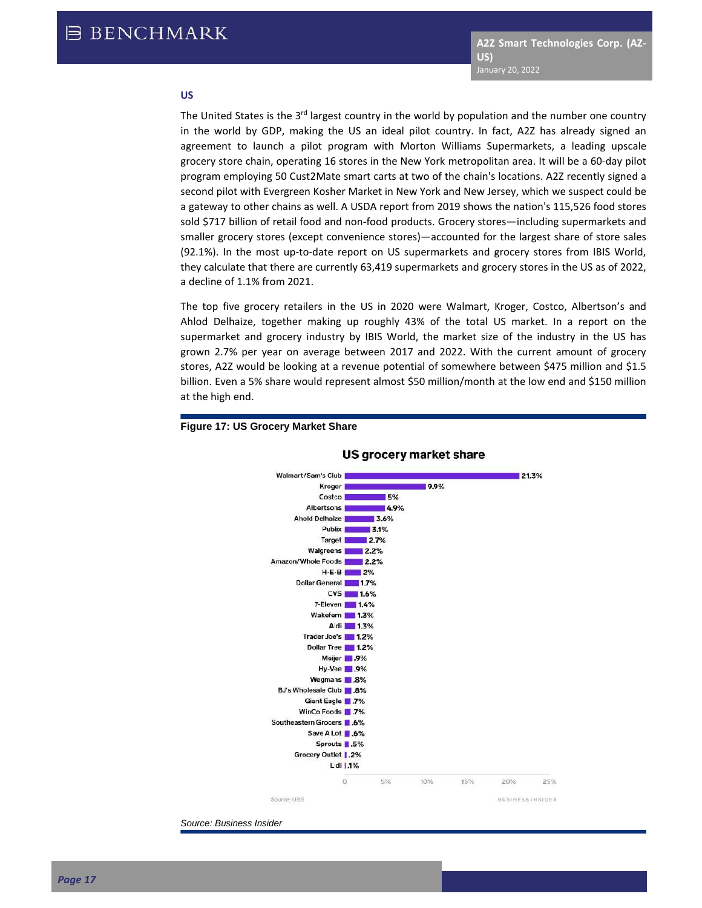## US

The United States is the 3rd largest country in the world by population and the number one country in the world by GDP, making the US an ideal pilot country. In fact, A2Z has already signed an agreement to launch a pilot program with Morton Williams Supermarkets, a leading upscale grocery store chain, operating 16 stores in the New York metropolitan area. It will be a 60-day pilot program employing 50 Cust2Mate smart carts at two of the chain's locations. A2Z recently signed a second pilot with Evergreen Kosher Market in New York and New Jersey, which we suspect could be a gateway to other chains as well. A USDA report from 2019 shows the nation's 115,526 food stores sold $717 billion of retail food and non-food products. Grocery stores—including supermarkets and smaller grocery stores (except convenience stores)—accounted for the largest share of store sales (92.1%). In the most up-to-date report on US supermarkets and grocery stores from IBIS World, they calculate that there are currently 63,419 supermarkets and grocery stores in the US as of 2022, a decline of 1.1% from 2021.

The top five grocery retailers in the US in 2020 were Walmart, Kroger, Costco, Albertson's and Ahlod Delhaize, together making up roughly 43% of the total US market. In a report on the supermarket and grocery industry by IBIS World, the market size of the industry in the US has grown 2.7% per year on average between 2017 and 2022. With the current amount of grocery stores, A2Z would be looking at a revenue potential of somewhere between $475 million and $1.5 billion. Even a 5% share would represent almost $50 million/month at the low end and $150 million at the high end.

**Figure 17: US Grocery Market Share**

**US grocery market share**

| Retailer | Share |
|---|---|
| Walmart/Sam's Club | 21.3% |
| Kroger | 9.9% |
| Costco | 5% |
| Albertsons | 4.9% |
| Ahold Delhaize | 3.6% |
| Publix | 3.1% |
| Target | 2.7% |
| Walgreens | 2.2% |
| Amazon/Whole Foods | 2.2% |
| H-E-B | 2% |
| Dollar General | 1.7% |
| CVS | 1.6% |
| 7-Eleven | 1.4% |
| Wakefern | 1.3% |
| Aldi | 1.3% |
| Trader Joe's | 1.2% |
| Dollar Tree | 1.2% |
| Meijer | .9% |
| Hy-Vee | .9% |
| Wegmans | .8% |
| BJ's Wholesale Club | .8% |
| Giant Eagle | .7% |
| WinCo Foods | .7% |
| Southeastern Grocers | .6% |
| Save A Lot | .6% |
| Sprouts | .5% |
| Grocery Outlet | .2% |
| Lidl | .1% |

Source: UBS — BUSINESS INSIDER

*Source: Business Insider*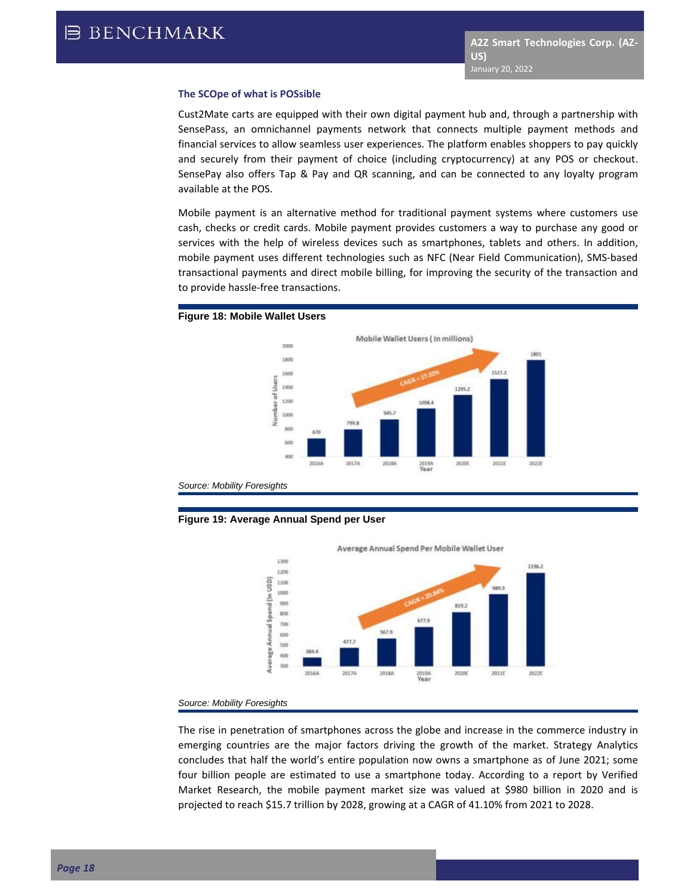### The SCOpe of what is POSsible

Cust2Mate carts are equipped with their own digital payment hub and, through a partnership with SensePass, an omnichannel payments network that connects multiple payment methods and financial services to allow seamless user experiences. The platform enables shoppers to pay quickly and securely from their payment of choice (including cryptocurrency) at any POS or checkout. SensePay also offers Tap & Pay and QR scanning, and can be connected to any loyalty program available at the POS.

Mobile payment is an alternative method for traditional payment systems where customers use cash, checks or credit cards. Mobile payment provides customers a way to purchase any good or services with the help of wireless devices such as smartphones, tablets and others. In addition, mobile payment uses different technologies such as NFC (Near Field Communication), SMS-based transactional payments and direct mobile billing, for improving the security of the transaction and to provide hassle-free transactions.

**Figure 18: Mobile Wallet Users**

Mobile Wallet Users (In millions)

| Year | 2016A | 2017A | 2018A | 2019A | 2020E | 2021E | 2022E |
|---|---|---|---|---|---|---|---|
| Number of Users | 670 | 799.8 | 945.7 | 1098.4 | 1295.2 | 1527.3 | 1801 |

CAGR = 17.92%

*Source: Mobility Foresights*

**Figure 19: Average Annual Spend per User**

Average Annual Spend Per Mobile Wallet User

| Year | 2016A | 2017A | 2018A | 2019A | 2020E | 2021E | 2022E |
|---|---|---|---|---|---|---|---|
| Average Annual Spend (in USD) | 384.4 | 477.2 | 567.9 | 677.9 | 819.2 | 989.9 | 1196.2 |

CAGR = 20.84%

*Source: Mobility Foresights*

The rise in penetration of smartphones across the globe and increase in the commerce industry in emerging countries are the major factors driving the growth of the market. Strategy Analytics concludes that half the world's entire population now owns a smartphone as of June 2021; some four billion people are estimated to use a smartphone today. According to a report by Verified Market Research, the mobile payment market size was valued at $980 billion in 2020 and is projected to reach $15.7 trillion by 2028, growing at a CAGR of 41.10% from 2021 to 2028.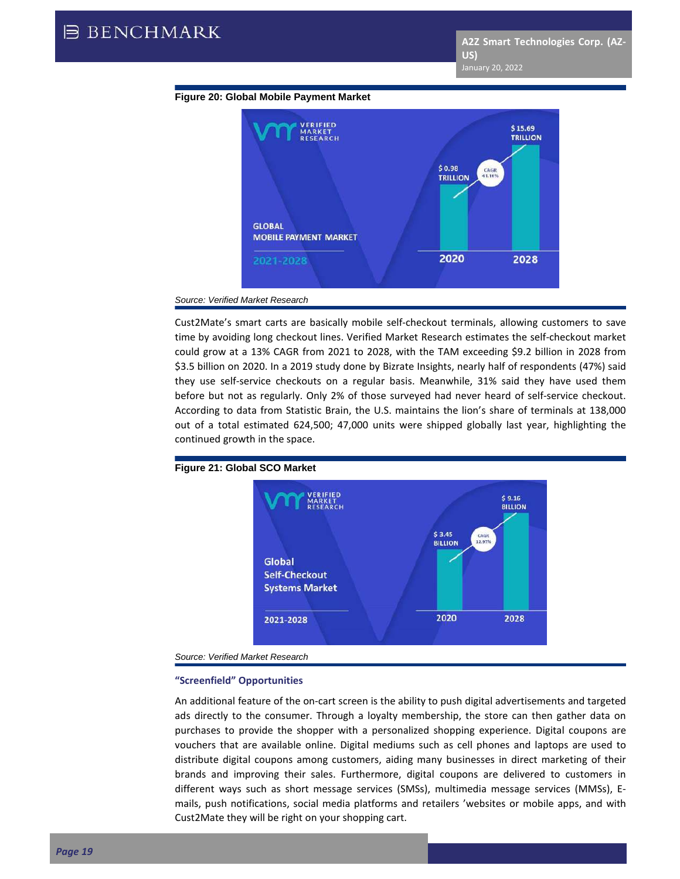**Figure 20: Global Mobile Payment Market**

*Source: Verified Market Research*

Cust2Mate's smart carts are basically mobile self-checkout terminals, allowing customers to save time by avoiding long checkout lines. Verified Market Research estimates the self-checkout market could grow at a 13% CAGR from 2021 to 2028, with the TAM exceeding \$9.2 billion in 2028 from \$3.5 billion on 2020. In a 2019 study done by Bizrate Insights, nearly half of respondents (47%) said they use self-service checkouts on a regular basis. Meanwhile, 31% said they have used them before but not as regularly. Only 2% of those surveyed had never heard of self-service checkout. According to data from Statistic Brain, the U.S. maintains the lion's share of terminals at 138,000 out of a total estimated 624,500; 47,000 units were shipped globally last year, highlighting the continued growth in the space.

**Figure 21: Global SCO Market**

*Source: Verified Market Research*

### "Screenfield" Opportunities

An additional feature of the on-cart screen is the ability to push digital advertisements and targeted ads directly to the consumer. Through a loyalty membership, the store can then gather data on purchases to provide the shopper with a personalized shopping experience. Digital coupons are vouchers that are available online. Digital mediums such as cell phones and laptops are used to distribute digital coupons among customers, aiding many businesses in direct marketing of their brands and improving their sales. Furthermore, digital coupons are delivered to customers in different ways such as short message services (SMSs), multimedia message services (MMSs), E-mails, push notifications, social media platforms and retailers 'websites or mobile apps, and with Cust2Mate they will be right on your shopping cart.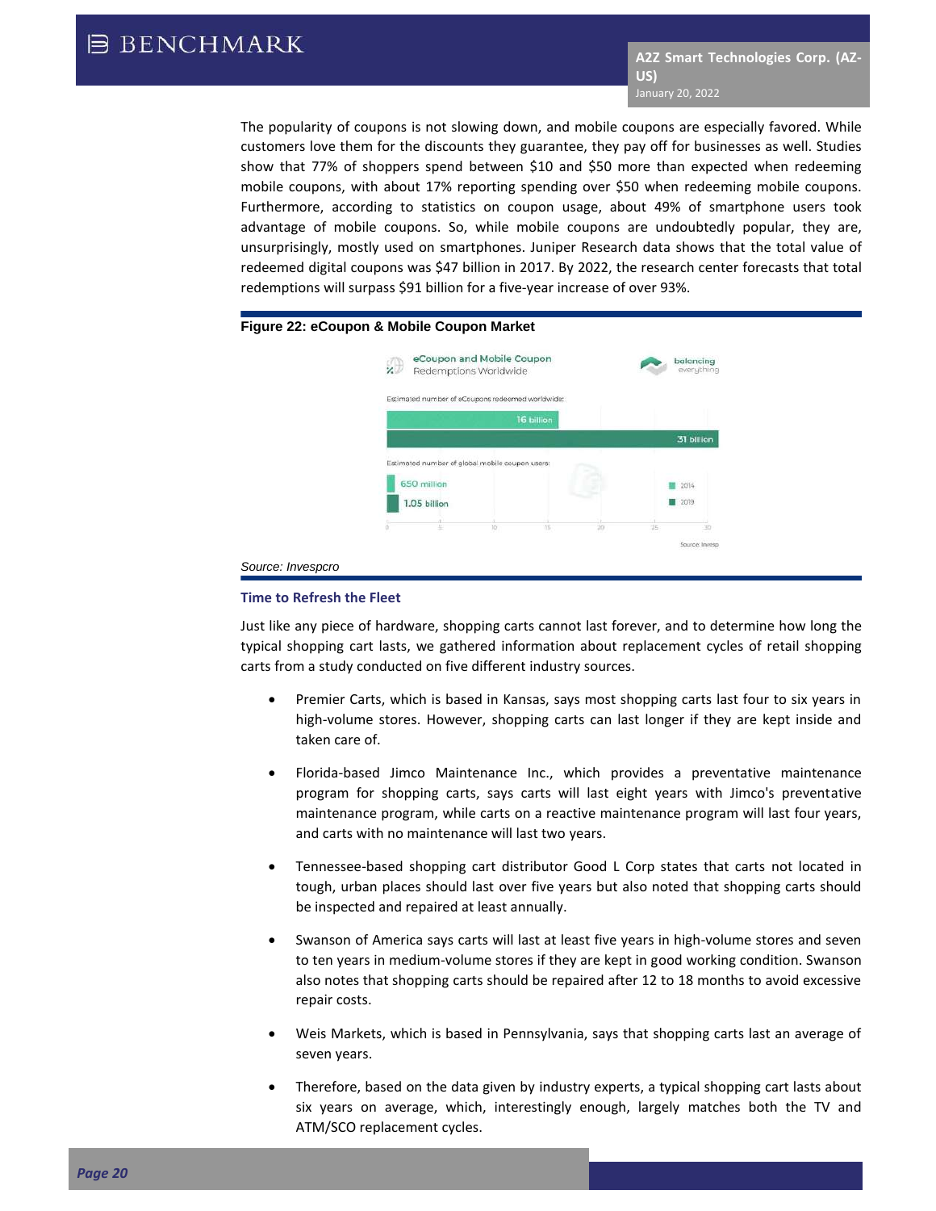The popularity of coupons is not slowing down, and mobile coupons are especially favored. While customers love them for the discounts they guarantee, they pay off for businesses as well. Studies show that 77% of shoppers spend between $10 and $50 more than expected when redeeming mobile coupons, with about 17% reporting spending over $50 when redeeming mobile coupons. Furthermore, according to statistics on coupon usage, about 49% of smartphone users took advantage of mobile coupons. So, while mobile coupons are undoubtedly popular, they are, unsurprisingly, mostly used on smartphones. Juniper Research data shows that the total value of redeemed digital coupons was $47 billion in 2017. By 2022, the research center forecasts that total redemptions will surpass $91 billion for a five-year increase of over 93%.

**Figure 22: eCoupon & Mobile Coupon Market**

*Source: Invespcro*

### Time to Refresh the Fleet

Just like any piece of hardware, shopping carts cannot last forever, and to determine how long the typical shopping cart lasts, we gathered information about replacement cycles of retail shopping carts from a study conducted on five different industry sources.

- Premier Carts, which is based in Kansas, says most shopping carts last four to six years in high-volume stores. However, shopping carts can last longer if they are kept inside and taken care of.
- Florida-based Jimco Maintenance Inc., which provides a preventative maintenance program for shopping carts, says carts will last eight years with Jimco's preventative maintenance program, while carts on a reactive maintenance program will last four years, and carts with no maintenance will last two years.
- Tennessee-based shopping cart distributor Good L Corp states that carts not located in tough, urban places should last over five years but also noted that shopping carts should be inspected and repaired at least annually.
- Swanson of America says carts will last at least five years in high-volume stores and seven to ten years in medium-volume stores if they are kept in good working condition. Swanson also notes that shopping carts should be repaired after 12 to 18 months to avoid excessive repair costs.
- Weis Markets, which is based in Pennsylvania, says that shopping carts last an average of seven years.
- Therefore, based on the data given by industry experts, a typical shopping cart lasts about six years on average, which, interestingly enough, largely matches both the TV and ATM/SCO replacement cycles.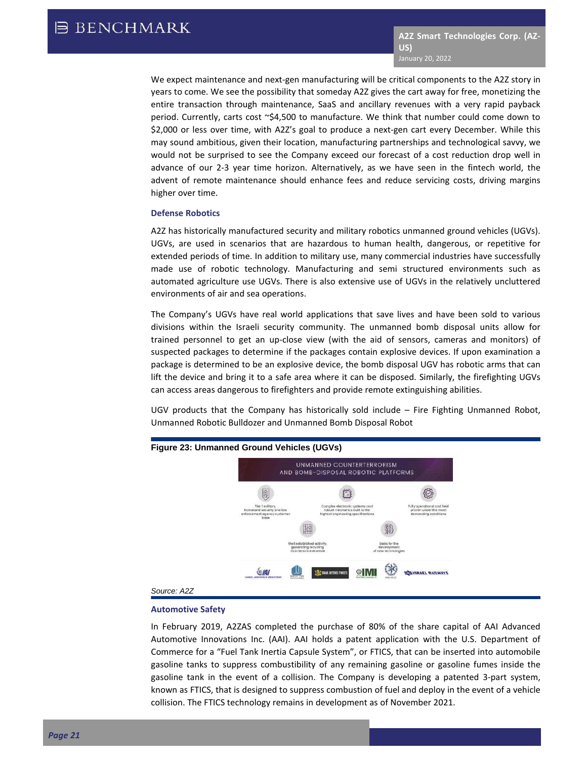We expect maintenance and next-gen manufacturing will be critical components to the A2Z story in years to come. We see the possibility that someday A2Z gives the cart away for free, monetizing the entire transaction through maintenance, SaaS and ancillary revenues with a very rapid payback period. Currently, carts cost ~$4,500 to manufacture. We think that number could come down to $2,000 or less over time, with A2Z's goal to produce a next-gen cart every December. While this may sound ambitious, given their location, manufacturing partnerships and technological savvy, we would not be surprised to see the Company exceed our forecast of a cost reduction drop well in advance of our 2-3 year time horizon. Alternatively, as we have seen in the fintech world, the advent of remote maintenance should enhance fees and reduce servicing costs, driving margins higher over time.

### Defense Robotics

A2Z has historically manufactured security and military robotics unmanned ground vehicles (UGVs). UGVs, are used in scenarios that are hazardous to human health, dangerous, or repetitive for extended periods of time. In addition to military use, many commercial industries have successfully made use of robotic technology. Manufacturing and semi structured environments such as automated agriculture use UGVs. There is also extensive use of UGVs in the relatively uncluttered environments of air and sea operations.

The Company's UGVs have real world applications that save lives and have been sold to various divisions within the Israeli security community. The unmanned bomb disposal units allow for trained personnel to get an up-close view (with the aid of sensors, cameras and monitors) of suspected packages to determine if the packages contain explosive devices. If upon examination a package is determined to be an explosive device, the bomb disposal UGV has robotic arms that can lift the device and bring it to a safe area where it can be disposed. Similarly, the firefighting UGVs can access areas dangerous to firefighters and provide remote extinguishing abilities.

UGV products that the Company has historically sold include – Fire Fighting Unmanned Robot, Unmanned Robotic Bulldozer and Unmanned Bomb Disposal Robot

**Figure 23: Unmanned Ground Vehicles (UGVs)**

UNMANNED COUNTERTERRORISM AND BOMB-DISPOSAL ROBOTIC PLATFORMS

Tier 1 military, homeland security and law enforcement agency customer base

Complex electronic systems and robust mechanics built to the highest engineering specifications

Fully operational and field proven under the most demanding conditions

Well established activity, generating recurring maintenance revenue

Basis for the development of new technologies

*Source: A2Z*

### Automotive Safety

In February 2019, A2ZAS completed the purchase of 80% of the share capital of AAI Advanced Automotive Innovations Inc. (AAI). AAI holds a patent application with the U.S. Department of Commerce for a "Fuel Tank Inertia Capsule System", or FTICS, that can be inserted into automobile gasoline tanks to suppress combustibility of any remaining gasoline or gasoline fumes inside the gasoline tank in the event of a collision. The Company is developing a patented 3-part system, known as FTICS, that is designed to suppress combustion of fuel and deploy in the event of a vehicle collision. The FTICS technology remains in development as of November 2021.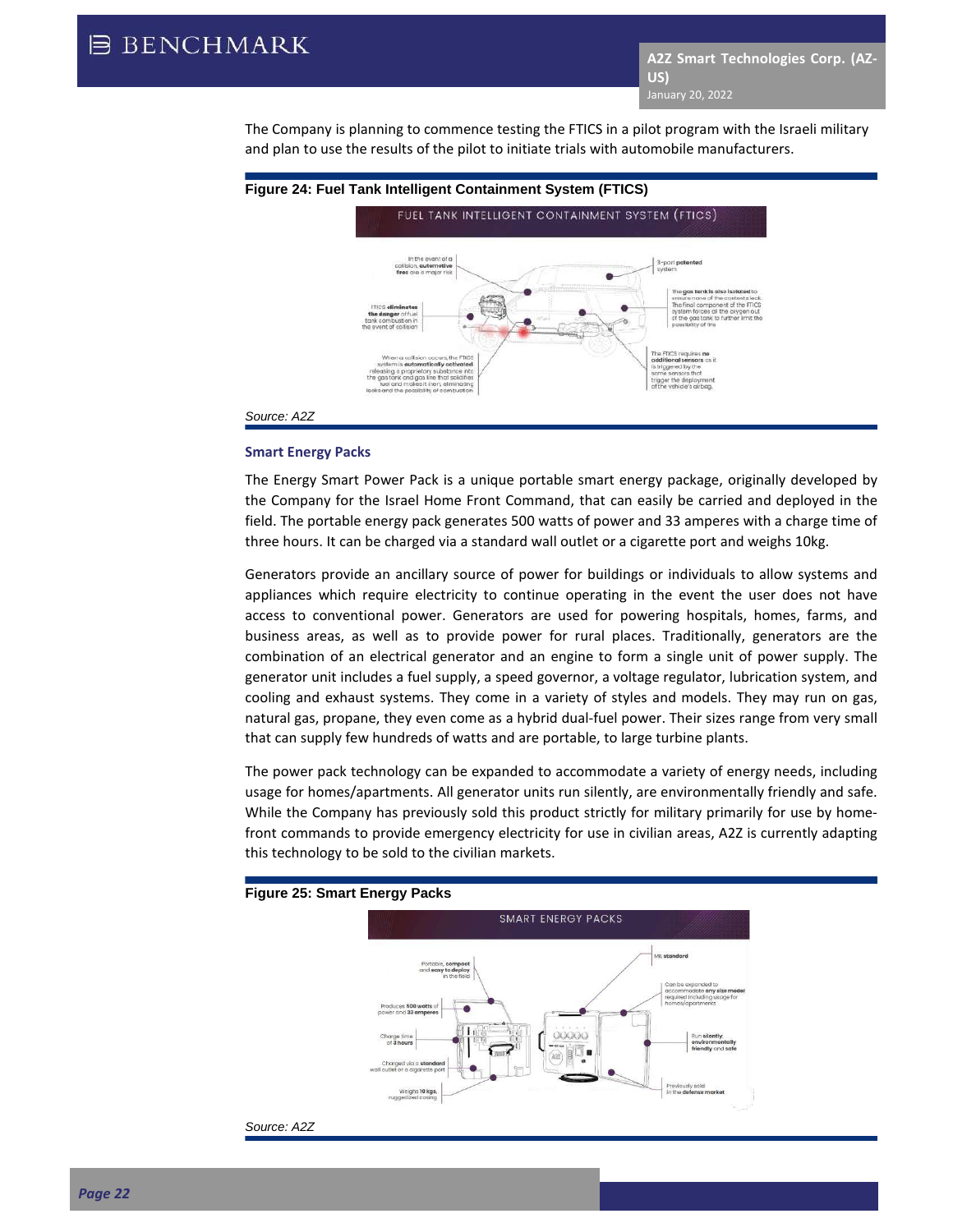The Company is planning to commence testing the FTICS in a pilot program with the Israeli military and plan to use the results of the pilot to initiate trials with automobile manufacturers.

**Figure 24: Fuel Tank Intelligent Containment System (FTICS)**

*Source: A2Z*

### Smart Energy Packs

The Energy Smart Power Pack is a unique portable smart energy package, originally developed by the Company for the Israel Home Front Command, that can easily be carried and deployed in the field. The portable energy pack generates 500 watts of power and 33 amperes with a charge time of three hours. It can be charged via a standard wall outlet or a cigarette port and weighs 10kg.

Generators provide an ancillary source of power for buildings or individuals to allow systems and appliances which require electricity to continue operating in the event the user does not have access to conventional power. Generators are used for powering hospitals, homes, farms, and business areas, as well as to provide power for rural places. Traditionally, generators are the combination of an electrical generator and an engine to form a single unit of power supply. The generator unit includes a fuel supply, a speed governor, a voltage regulator, lubrication system, and cooling and exhaust systems. They come in a variety of styles and models. They may run on gas, natural gas, propane, they even come as a hybrid dual-fuel power. Their sizes range from very small that can supply few hundreds of watts and are portable, to large turbine plants.

The power pack technology can be expanded to accommodate a variety of energy needs, including usage for homes/apartments. All generator units run silently, are environmentally friendly and safe. While the Company has previously sold this product strictly for military primarily for use by home-front commands to provide emergency electricity for use in civilian areas, A2Z is currently adapting this technology to be sold to the civilian markets.

**Figure 25: Smart Energy Packs**

*Source: A2Z*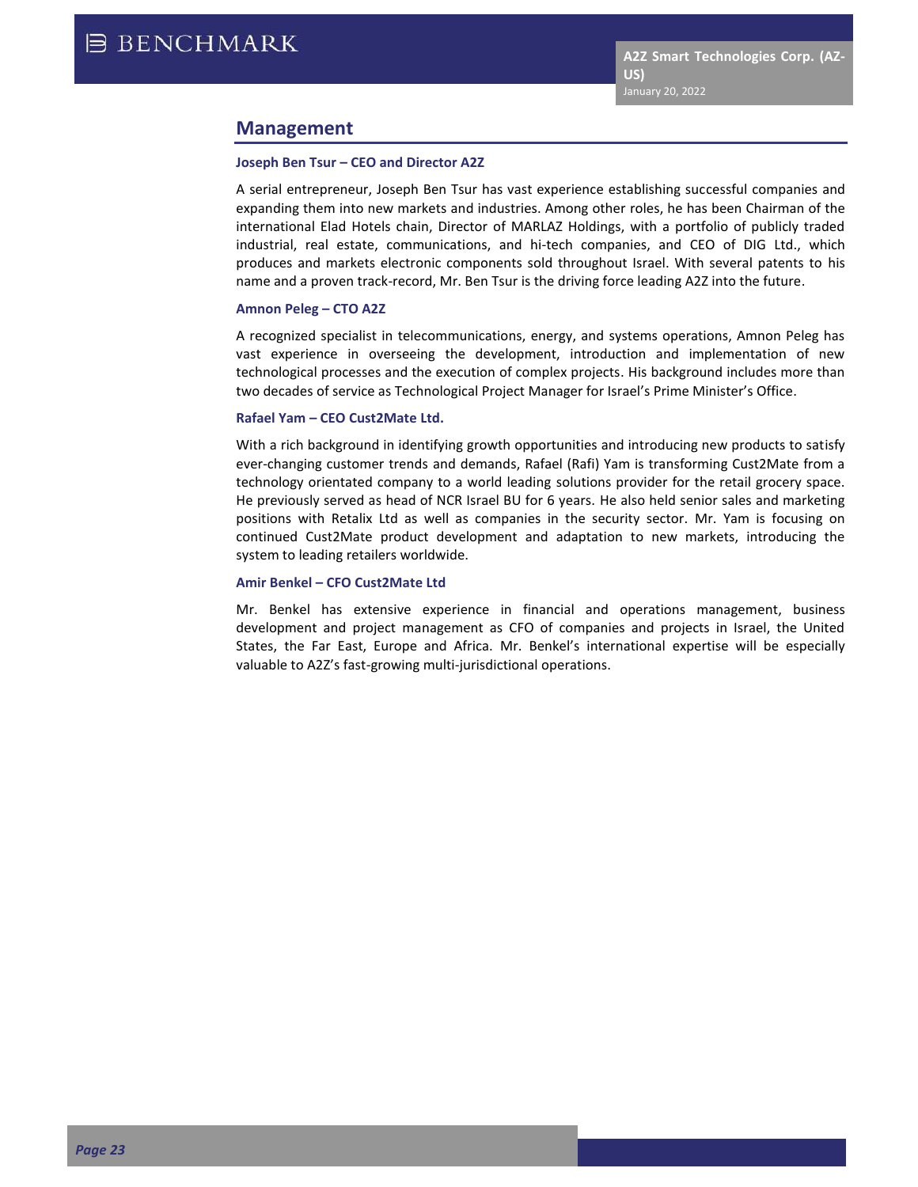## Management

**Joseph Ben Tsur – CEO and Director A2Z**

A serial entrepreneur, Joseph Ben Tsur has vast experience establishing successful companies and expanding them into new markets and industries. Among other roles, he has been Chairman of the international Elad Hotels chain, Director of MARLAZ Holdings, with a portfolio of publicly traded industrial, real estate, communications, and hi-tech companies, and CEO of DIG Ltd., which produces and markets electronic components sold throughout Israel. With several patents to his name and a proven track-record, Mr. Ben Tsur is the driving force leading A2Z into the future.

**Amnon Peleg – CTO A2Z**

A recognized specialist in telecommunications, energy, and systems operations, Amnon Peleg has vast experience in overseeing the development, introduction and implementation of new technological processes and the execution of complex projects. His background includes more than two decades of service as Technological Project Manager for Israel's Prime Minister's Office.

**Rafael Yam – CEO Cust2Mate Ltd.**

With a rich background in identifying growth opportunities and introducing new products to satisfy ever-changing customer trends and demands, Rafael (Rafi) Yam is transforming Cust2Mate from a technology orientated company to a world leading solutions provider for the retail grocery space. He previously served as head of NCR Israel BU for 6 years. He also held senior sales and marketing positions with Retalix Ltd as well as companies in the security sector. Mr. Yam is focusing on continued Cust2Mate product development and adaptation to new markets, introducing the system to leading retailers worldwide.

**Amir Benkel – CFO Cust2Mate Ltd**

Mr. Benkel has extensive experience in financial and operations management, business development and project management as CFO of companies and projects in Israel, the United States, the Far East, Europe and Africa. Mr. Benkel's international expertise will be especially valuable to A2Z's fast-growing multi-jurisdictional operations.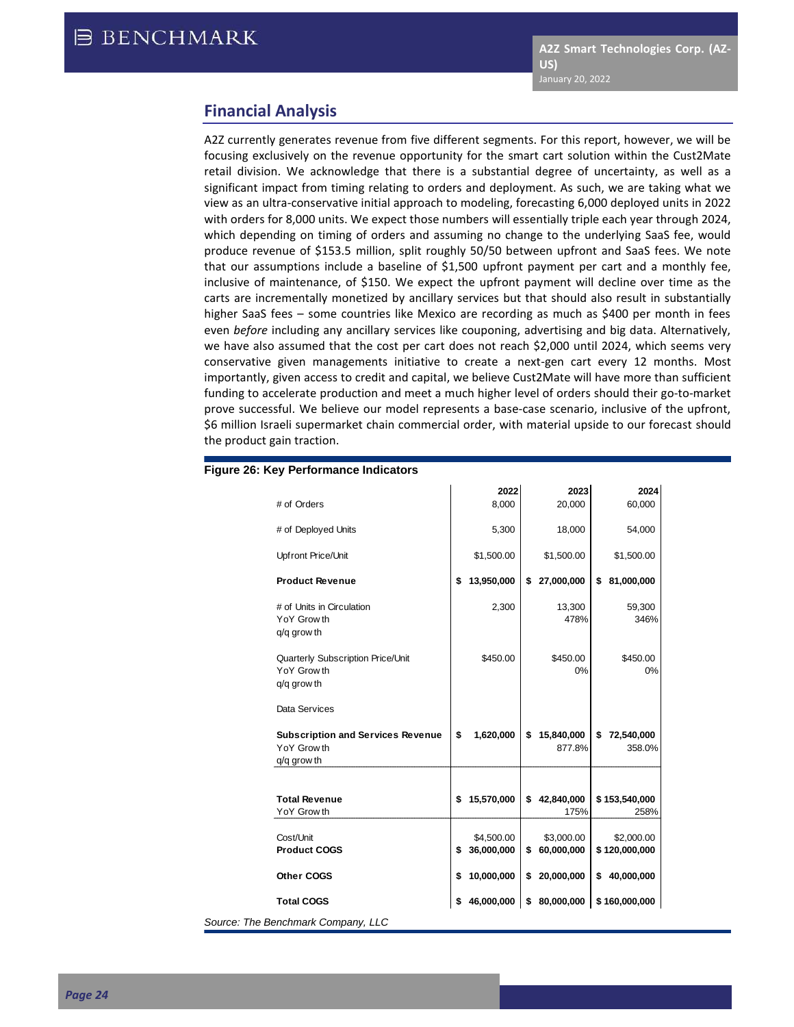## Financial Analysis

A2Z currently generates revenue from five different segments. For this report, however, we will be focusing exclusively on the revenue opportunity for the smart cart solution within the Cust2Mate retail division. We acknowledge that there is a substantial degree of uncertainty, as well as a significant impact from timing relating to orders and deployment. As such, we are taking what we view as an ultra-conservative initial approach to modeling, forecasting 6,000 deployed units in 2022 with orders for 8,000 units. We expect those numbers will essentially triple each year through 2024, which depending on timing of orders and assuming no change to the underlying SaaS fee, would produce revenue of $153.5 million, split roughly 50/50 between upfront and SaaS fees. We note that our assumptions include a baseline of $1,500 upfront payment per cart and a monthly fee, inclusive of maintenance, of $150. We expect the upfront payment will decline over time as the carts are incrementally monetized by ancillary services but that should also result in substantially higher SaaS fees – some countries like Mexico are recording as much as $400 per month in fees even *before* including any ancillary services like couponing, advertising and big data. Alternatively, we have also assumed that the cost per cart does not reach $2,000 until 2024, which seems very conservative given managements initiative to create a next-gen cart every 12 months. Most importantly, given access to credit and capital, we believe Cust2Mate will have more than sufficient funding to accelerate production and meet a much higher level of orders should their go-to-market prove successful. We believe our model represents a base-case scenario, inclusive of the upfront, $6 million Israeli supermarket chain commercial order, with material upside to our forecast should the product gain traction.

**Figure 26: Key Performance Indicators**

| | 2022 | 2023 | 2024 |
|---|---|---|---|
| # of Orders | 8,000 | 20,000 | 60,000 |
| # of Deployed Units | 5,300 | 18,000 | 54,000 |
| Upfront Price/Unit | $1,500.00 | $1,500.00 | $1,500.00 |
| **Product Revenue** | **$ 13,950,000** | **$ 27,000,000** | **$ 81,000,000** |
| # of Units in Circulation | 2,300 | 13,300 | 59,300 |
| YoY Growth | | 478% | 346% |
| q/q growth | | | |
| Quarterly Subscription Price/Unit | $450.00 | $450.00 | $450.00 |
| YoY Growth | | 0% | 0% |
| q/q growth | | | |
| Data Services | | | |
| **Subscription and Services Revenue** | **$ 1,620,000** | **$ 15,840,000** | **$ 72,540,000** |
| YoY Growth | | 877.8% | 358.0% |
| q/q growth | | | |
| **Total Revenue** | **$ 15,570,000** | **$ 42,840,000** | **$ 153,540,000** |
| YoY Growth | | 175% | 258% |
| Cost/Unit | $4,500.00 | $3,000.00 | $2,000.00 |
| **Product COGS** | **$ 36,000,000** | **$ 60,000,000** | **$ 120,000,000** |
| **Other COGS** | **$ 10,000,000** | **$ 20,000,000** | **$ 40,000,000** |
| **Total COGS** | **$ 46,000,000** | **$ 80,000,000** | **$ 160,000,000** |

*Source: The Benchmark Company, LLC*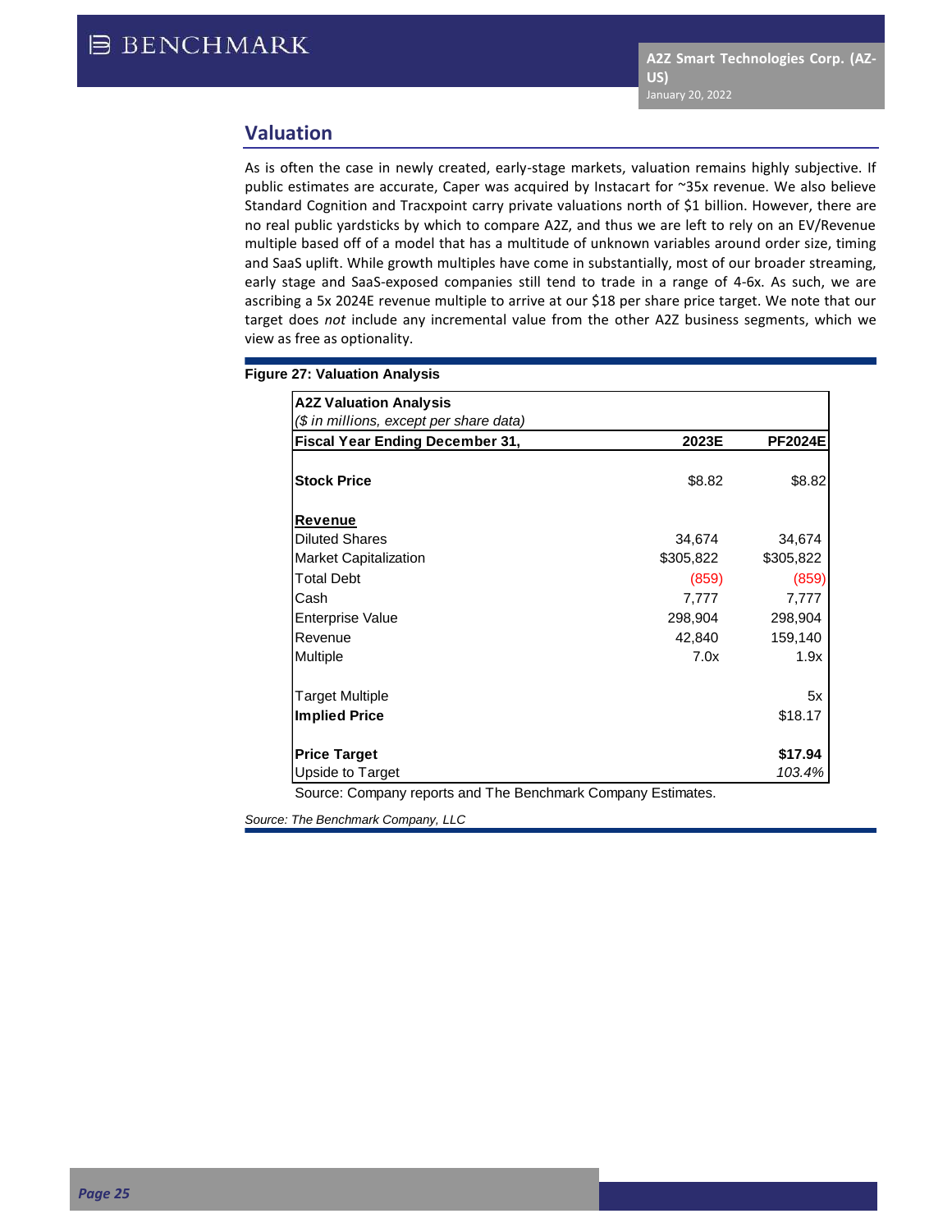## Valuation

As is often the case in newly created, early-stage markets, valuation remains highly subjective. If public estimates are accurate, Caper was acquired by Instacart for ~35x revenue. We also believe Standard Cognition and Tracxpoint carry private valuations north of $1 billion. However, there are no real public yardsticks by which to compare A2Z, and thus we are left to rely on an EV/Revenue multiple based off of a model that has a multitude of unknown variables around order size, timing and SaaS uplift. While growth multiples have come in substantially, most of our broader streaming, early stage and SaaS-exposed companies still tend to trade in a range of 4-6x. As such, we are ascribing a 5x 2024E revenue multiple to arrive at our $18 per share price target. We note that our target does *not* include any incremental value from the other A2Z business segments, which we view as free as optionality.

**Figure 27: Valuation Analysis**

**A2Z Valuation Analysis**
*($ in millions, except per share data)*

| **Fiscal Year Ending December 31,** | **2023E** | **PF2024E** |
|---|---|---|
| **Stock Price** | $8.82 | $8.82 |
| **Revenue** | | |
| Diluted Shares | 34,674 | 34,674 |
| Market Capitalization | $305,822 | $305,822 |
| Total Debt | (859) | (859) |
| Cash | 7,777 | 7,777 |
| Enterprise Value | 298,904 | 298,904 |
| Revenue | 42,840 | 159,140 |
| Multiple | 7.0x | 1.9x |
| Target Multiple | | 5x |
| **Implied Price** | | $18.17 |
| **Price Target** | | **$17.94** |
| Upside to Target | | *103.4%* |

Source: Company reports and The Benchmark Company Estimates.

*Source: The Benchmark Company, LLC*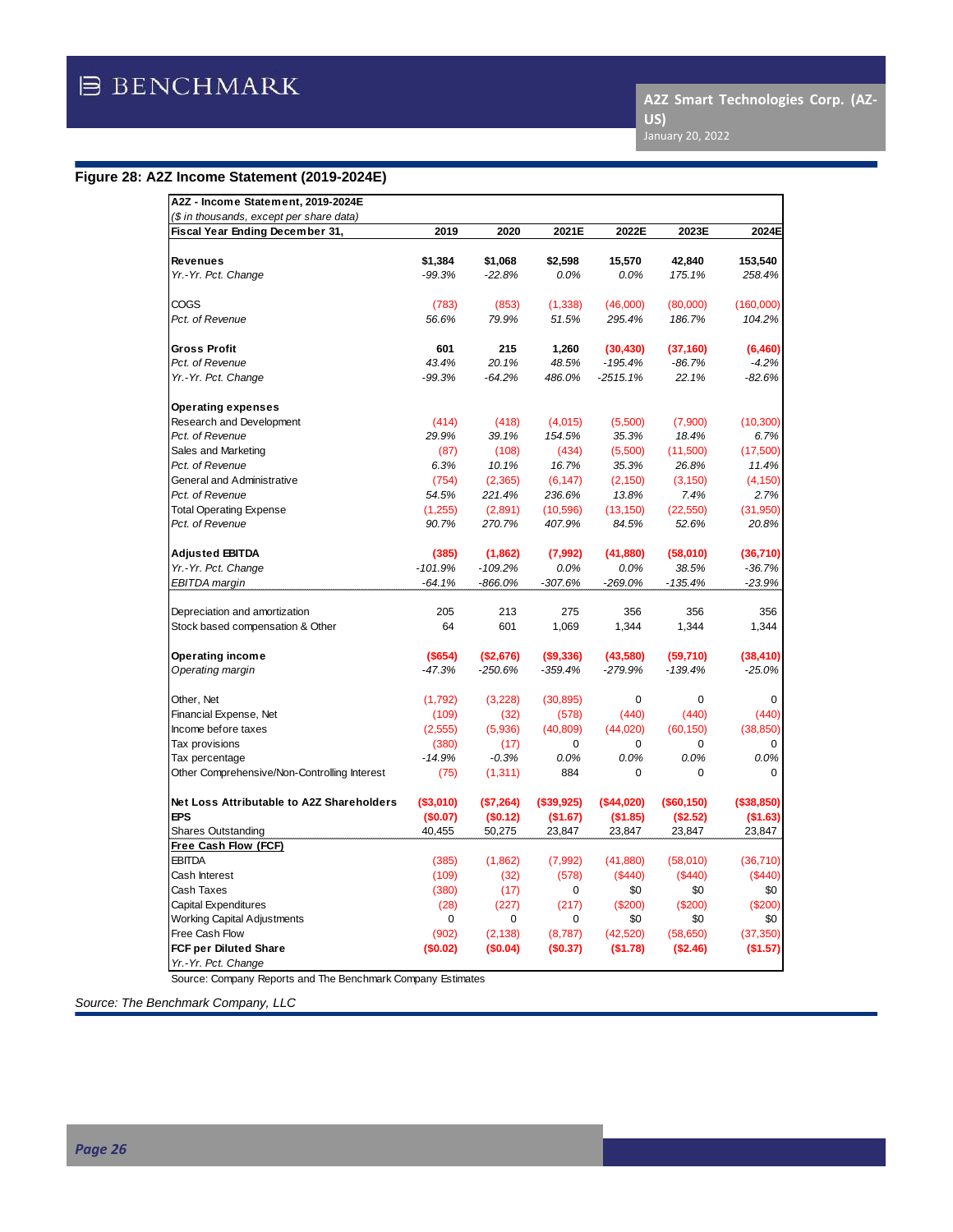## Figure 28: A2Z Income Statement (2019-2024E)

| A2Z - Income Statement, 2019-2024E | | | | | | |
|---|---|---|---|---|---|---|
| *($ in thousands, except per share data)* | | | | | | |
| **Fiscal Year Ending December 31,** | **2019** | **2020** | **2021E** | **2022E** | **2023E** | **2024E** |
| **Revenues** | **$1,384** | **$1,068** | **$2,598** | **15,570** | **42,840** | **153,540** |
| *Yr.-Yr. Pct. Change* | *-99.3%* | *-22.8%* | *0.0%* | *0.0%* | *175.1%* | *258.4%* |
| COGS | (783) | (853) | (1,338) | (46,000) | (80,000) | (160,000) |
| *Pct. of Revenue* | *56.6%* | *79.9%* | *51.5%* | *295.4%* | *186.7%* | *104.2%* |
| **Gross Profit** | **601** | **215** | **1,260** | **(30,430)** | **(37,160)** | **(6,460)** |
| *Pct. of Revenue* | *43.4%* | *20.1%* | *48.5%* | *-195.4%* | *-86.7%* | *-4.2%* |
| *Yr.-Yr. Pct. Change* | *-99.3%* | *-64.2%* | *486.0%* | *-2515.1%* | *22.1%* | *-82.6%* |
| **Operating expenses** | | | | | | |
| Research and Development | (414) | (418) | (4,015) | (5,500) | (7,900) | (10,300) |
| *Pct. of Revenue* | *29.9%* | *39.1%* | *154.5%* | *35.3%* | *18.4%* | *6.7%* |
| Sales and Marketing | (87) | (108) | (434) | (5,500) | (11,500) | (17,500) |
| *Pct. of Revenue* | *6.3%* | *10.1%* | *16.7%* | *35.3%* | *26.8%* | *11.4%* |
| General and Administrative | (754) | (2,365) | (6,147) | (2,150) | (3,150) | (4,150) |
| *Pct. of Revenue* | *54.5%* | *221.4%* | *236.6%* | *13.8%* | *7.4%* | *2.7%* |
| Total Operating Expense | (1,255) | (2,891) | (10,596) | (13,150) | (22,550) | (31,950) |
| *Pct. of Revenue* | *90.7%* | *270.7%* | *407.9%* | *84.5%* | *52.6%* | *20.8%* |
| **Adjusted EBITDA** | **(385)** | **(1,862)** | **(7,992)** | **(41,880)** | **(58,010)** | **(36,710)** |
| *Yr.-Yr. Pct. Change* | *-101.9%* | *-109.2%* | *0.0%* | *0.0%* | *38.5%* | *-36.7%* |
| *EBITDA margin* | *-64.1%* | *-866.0%* | *-307.6%* | *-269.0%* | *-135.4%* | *-23.9%* |
| Depreciation and amortization | 205 | 213 | 275 | 356 | 356 | 356 |
| Stock based compensation & Other | 64 | 601 | 1,069 | 1,344 | 1,344 | 1,344 |
| **Operating income** | **($654)** | **($2,676)** | **($9,336)** | **(43,580)** | **(59,710)** | **(38,410)** |
| *Operating margin* | *-47.3%* | *-250.6%* | *-359.4%* | *-279.9%* | *-139.4%* | *-25.0%* |
| Other, Net | (1,792) | (3,228) | (30,895) | 0 | 0 | 0 |
| Financial Expense, Net | (109) | (32) | (578) | (440) | (440) | (440) |
| Income before taxes | (2,555) | (5,936) | (40,809) | (44,020) | (60,150) | (38,850) |
| Tax provisions | (380) | (17) | 0 | 0 | 0 | 0 |
| Tax percentage | *-14.9%* | *-0.3%* | *0.0%* | *0.0%* | *0.0%* | *0.0%* |
| Other Comprehensive/Non-Controlling Interest | (75) | (1,311) | 884 | 0 | 0 | 0 |
| **Net Loss Attributable to A2Z Shareholders** | **($3,010)** | **($7,264)** | **($39,925)** | **($44,020)** | **($60,150)** | **($38,850)** |
| **EPS** | **($0.07)** | **($0.12)** | **($1.67)** | **($1.85)** | **($2.52)** | **($1.63)** |
| Shares Outstanding | 40,455 | 50,275 | 23,847 | 23,847 | 23,847 | 23,847 |
| **Free Cash Flow (FCF)** | | | | | | |
| EBITDA | (385) | (1,862) | (7,992) | (41,880) | (58,010) | (36,710) |
| Cash Interest | (109) | (32) | (578) | ($440) | ($440) | ($440) |
| Cash Taxes | (380) | (17) | 0 | $0 | $0 | $0 |
| Capital Expenditures | (28) | (227) | (217) | ($200) | ($200) | ($200) |
| Working Capital Adjustments | 0 | 0 | 0 | $0 | $0 | $0 |
| Free Cash Flow | (902) | (2,138) | (8,787) | (42,520) | (58,650) | (37,350) |
| **FCF per Diluted Share** | **($0.02)** | **($0.04)** | **($0.37)** | **($1.78)** | **($2.46)** | **($1.57)** |
| *Yr.-Yr. Pct. Change* | | | | | | |

Source: Company Reports and The Benchmark Company Estimates

*Source: The Benchmark Company, LLC*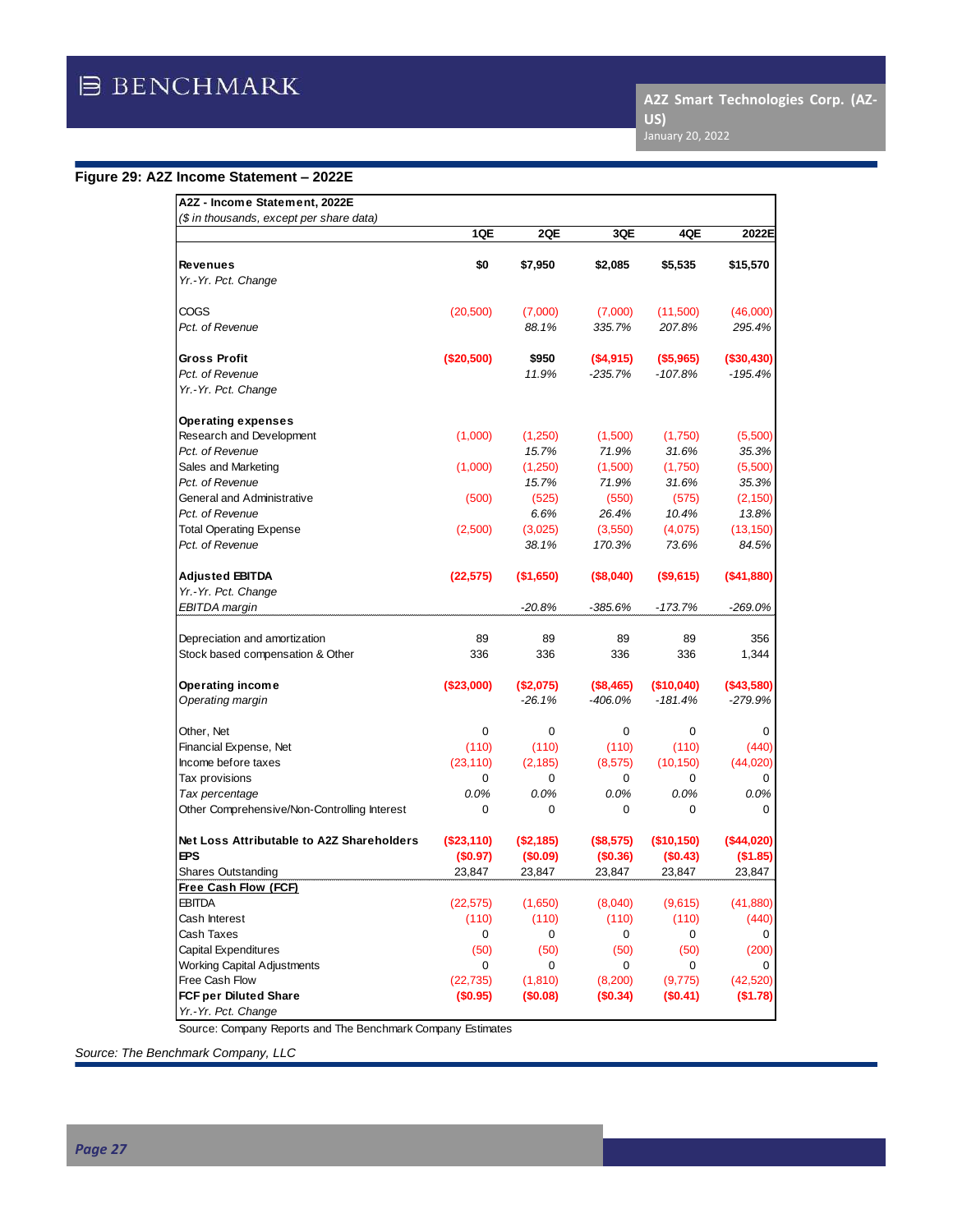**Figure 29: A2Z Income Statement – 2022E**

| A2Z - Income Statement, 2022E<br>($ in thousands, except per share data) | 1QE | 2QE | 3QE | 4QE | 2022E |
|---|---|---|---|---|---|
| **Revenues** | **$0** | **$7,950** | **$2,085** | **$5,535** | **$15,570** |
| *Yr.-Yr. Pct. Change* | | | | | |
| COGS | (20,500) | (7,000) | (7,000) | (11,500) | (46,000) |
| *Pct. of Revenue* | | *88.1%* | *335.7%* | *207.8%* | *295.4%* |
| **Gross Profit** | **($20,500)** | **$950** | **($4,915)** | **($5,965)** | **($30,430)** |
| *Pct. of Revenue* | | *11.9%* | *-235.7%* | *-107.8%* | *-195.4%* |
| *Yr.-Yr. Pct. Change* | | | | | |
| **Operating expenses** | | | | | |
| Research and Development | (1,000) | (1,250) | (1,500) | (1,750) | (5,500) |
| *Pct. of Revenue* | | *15.7%* | *71.9%* | *31.6%* | *35.3%* |
| Sales and Marketing | (1,000) | (1,250) | (1,500) | (1,750) | (5,500) |
| *Pct. of Revenue* | | *15.7%* | *71.9%* | *31.6%* | *35.3%* |
| General and Administrative | (500) | (525) | (550) | (575) | (2,150) |
| *Pct. of Revenue* | | *6.6%* | *26.4%* | *10.4%* | *13.8%* |
| Total Operating Expense | (2,500) | (3,025) | (3,550) | (4,075) | (13,150) |
| *Pct. of Revenue* | | *38.1%* | *170.3%* | *73.6%* | *84.5%* |
| **Adjusted EBITDA** | **(22,575)** | **($1,650)** | **($8,040)** | **($9,615)** | **($41,880)** |
| *Yr.-Yr. Pct. Change* | | | | | |
| *EBITDA margin* | | *-20.8%* | *-385.6%* | *-173.7%* | *-269.0%* |
| Depreciation and amortization | 89 | 89 | 89 | 89 | 356 |
| Stock based compensation & Other | 336 | 336 | 336 | 336 | 1,344 |
| **Operating income** | **($23,000)** | **($2,075)** | **($8,465)** | **($10,040)** | **($43,580)** |
| *Operating margin* | | *-26.1%* | *-406.0%* | *-181.4%* | *-279.9%* |
| Other, Net | 0 | 0 | 0 | 0 | 0 |
| Financial Expense, Net | (110) | (110) | (110) | (110) | (440) |
| Income before taxes | (23,110) | (2,185) | (8,575) | (10,150) | (44,020) |
| Tax provisions | 0 | 0 | 0 | 0 | 0 |
| *Tax percentage* | *0.0%* | *0.0%* | *0.0%* | *0.0%* | *0.0%* |
| Other Comprehensive/Non-Controlling Interest | 0 | 0 | 0 | 0 | 0 |
| **Net Loss Attributable to A2Z Shareholders** | **($23,110)** | **($2,185)** | **($8,575)** | **($10,150)** | **($44,020)** |
| **EPS** | **($0.97)** | **($0.09)** | **($0.36)** | **($0.43)** | **($1.85)** |
| Shares Outstanding | 23,847 | 23,847 | 23,847 | 23,847 | 23,847 |
| **Free Cash Flow (FCF)** | | | | | |
| EBITDA | (22,575) | (1,650) | (8,040) | (9,615) | (41,880) |
| Cash Interest | (110) | (110) | (110) | (110) | (440) |
| Cash Taxes | 0 | 0 | 0 | 0 | 0 |
| Capital Expenditures | (50) | (50) | (50) | (50) | (200) |
| Working Capital Adjustments | 0 | 0 | 0 | 0 | 0 |
| Free Cash Flow | (22,735) | (1,810) | (8,200) | (9,775) | (42,520) |
| **FCF per Diluted Share** | **($0.95)** | **($0.08)** | **($0.34)** | **($0.41)** | **($1.78)** |
| *Yr.-Yr. Pct. Change* | | | | | |

Source: Company Reports and The Benchmark Company Estimates

*Source: The Benchmark Company, LLC*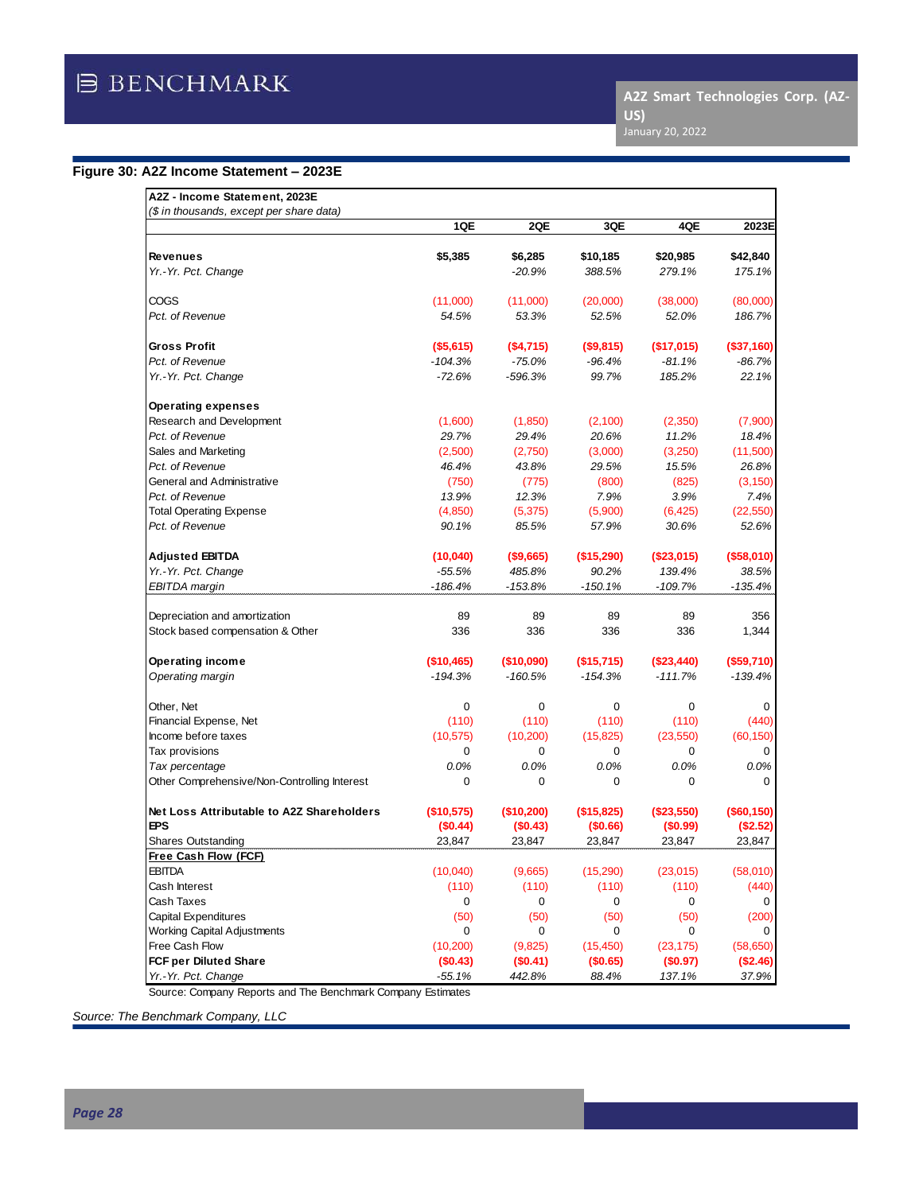## Figure 30: A2Z Income Statement – 2023E

| A2Z - Income Statement, 2023E<br>*($ in thousands, except per share data)* | 1QE | 2QE | 3QE | 4QE | 2023E |
|---|---|---|---|---|---|
| **Revenues** | **$5,385** | **$6,285** | **$10,185** | **$20,985** | **$42,840** |
| *Yr.-Yr. Pct. Change* | | *-20.9%* | *388.5%* | *279.1%* | *175.1%* |
| COGS | (11,000) | (11,000) | (20,000) | (38,000) | (80,000) |
| *Pct. of Revenue* | *54.5%* | *53.3%* | *52.5%* | *52.0%* | *186.7%* |
| **Gross Profit** | **($5,615)** | **($4,715)** | **($9,815)** | **($17,015)** | **($37,160)** |
| *Pct. of Revenue* | *-104.3%* | *-75.0%* | *-96.4%* | *-81.1%* | *-86.7%* |
| *Yr.-Yr. Pct. Change* | *-72.6%* | *-596.3%* | *99.7%* | *185.2%* | *22.1%* |
| **Operating expenses** | | | | | |
| Research and Development | (1,600) | (1,850) | (2,100) | (2,350) | (7,900) |
| *Pct. of Revenue* | *29.7%* | *29.4%* | *20.6%* | *11.2%* | *18.4%* |
| Sales and Marketing | (2,500) | (2,750) | (3,000) | (3,250) | (11,500) |
| *Pct. of Revenue* | *46.4%* | *43.8%* | *29.5%* | *15.5%* | *26.8%* |
| General and Administrative | (750) | (775) | (800) | (825) | (3,150) |
| *Pct. of Revenue* | *13.9%* | *12.3%* | *7.9%* | *3.9%* | *7.4%* |
| Total Operating Expense | (4,850) | (5,375) | (5,900) | (6,425) | (22,550) |
| *Pct. of Revenue* | *90.1%* | *85.5%* | *57.9%* | *30.6%* | *52.6%* |
| **Adjusted EBITDA** | **(10,040)** | **($9,665)** | **($15,290)** | **($23,015)** | **($58,010)** |
| *Yr.-Yr. Pct. Change* | *-55.5%* | *485.8%* | *90.2%* | *139.4%* | *38.5%* |
| *EBITDA margin* | *-186.4%* | *-153.8%* | *-150.1%* | *-109.7%* | *-135.4%* |
| Depreciation and amortization | 89 | 89 | 89 | 89 | 356 |
| Stock based compensation & Other | 336 | 336 | 336 | 336 | 1,344 |
| **Operating income** | **($10,465)** | **($10,090)** | **($15,715)** | **($23,440)** | **($59,710)** |
| *Operating margin* | *-194.3%* | *-160.5%* | *-154.3%* | *-111.7%* | *-139.4%* |
| Other, Net | 0 | 0 | 0 | 0 | 0 |
| Financial Expense, Net | (110) | (110) | (110) | (110) | (440) |
| Income before taxes | (10,575) | (10,200) | (15,825) | (23,550) | (60,150) |
| Tax provisions | 0 | 0 | 0 | 0 | 0 |
| *Tax percentage* | *0.0%* | *0.0%* | *0.0%* | *0.0%* | *0.0%* |
| Other Comprehensive/Non-Controlling Interest | 0 | 0 | 0 | 0 | 0 |
| **Net Loss Attributable to A2Z Shareholders** | **($10,575)** | **($10,200)** | **($15,825)** | **($23,550)** | **($60,150)** |
| **EPS** | **($0.44)** | **($0.43)** | **($0.66)** | **($0.99)** | **($2.52)** |
| Shares Outstanding | 23,847 | 23,847 | 23,847 | 23,847 | 23,847 |
| **Free Cash Flow (FCF)** | | | | | |
| EBITDA | (10,040) | (9,665) | (15,290) | (23,015) | (58,010) |
| Cash Interest | (110) | (110) | (110) | (110) | (440) |
| Cash Taxes | 0 | 0 | 0 | 0 | 0 |
| Capital Expenditures | (50) | (50) | (50) | (50) | (200) |
| Working Capital Adjustments | 0 | 0 | 0 | 0 | 0 |
| Free Cash Flow | (10,200) | (9,825) | (15,450) | (23,175) | (58,650) |
| **FCF per Diluted Share** | **($0.43)** | **($0.41)** | **($0.65)** | **($0.97)** | **($2.46)** |
| *Yr.-Yr. Pct. Change* | *-55.1%* | *442.8%* | *88.4%* | *137.1%* | *37.9%* |

Source: Company Reports and The Benchmark Company Estimates

*Source: The Benchmark Company, LLC*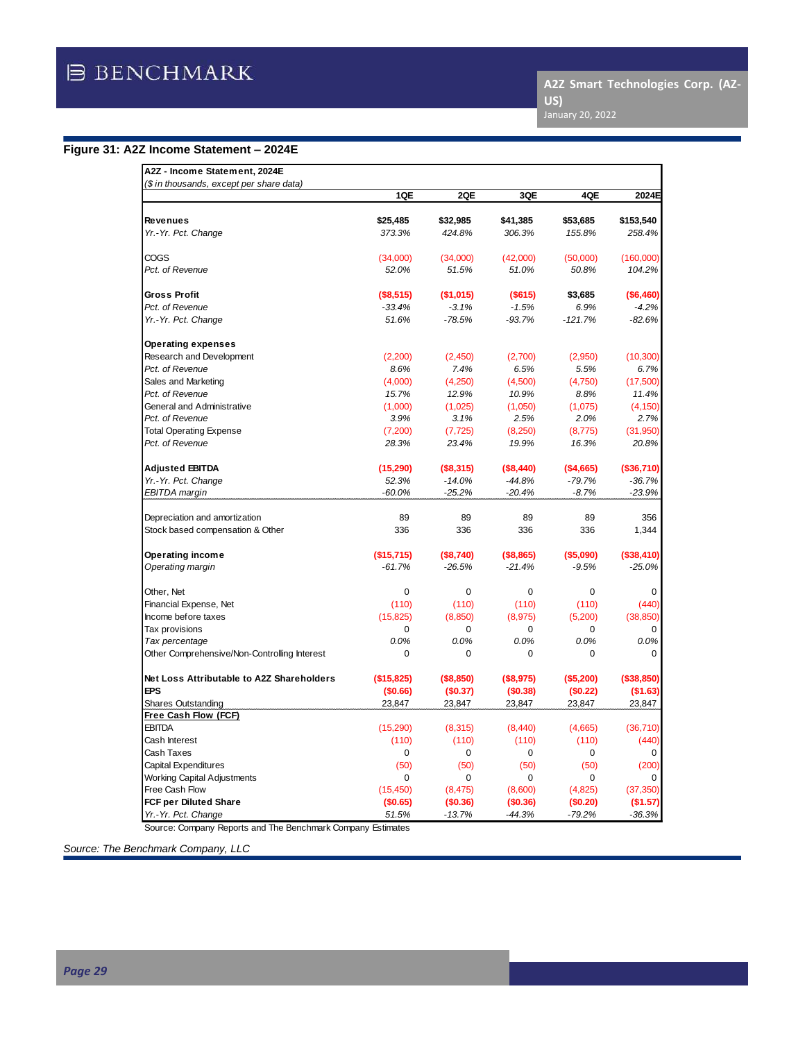## Figure 31: A2Z Income Statement – 2024E

| A2Z - Income Statement, 2024E | | | | | |
|---|---|---|---|---|---|
| *($ in thousands, except per share data)* | | | | | |
| | 1QE | 2QE | 3QE | 4QE | 2024E |
| **Revenues** | **$25,485** | **$32,985** | **$41,385** | **$53,685** | **$153,540** |
| *Yr.-Yr. Pct. Change* | *373.3%* | *424.8%* | *306.3%* | *155.8%* | *258.4%* |
| COGS | (34,000) | (34,000) | (42,000) | (50,000) | (160,000) |
| *Pct. of Revenue* | *52.0%* | *51.5%* | *51.0%* | *50.8%* | *104.2%* |
| **Gross Profit** | **($8,515)** | **($1,015)** | **($615)** | **$3,685** | **($6,460)** |
| *Pct. of Revenue* | *-33.4%* | *-3.1%* | *-1.5%* | *6.9%* | *-4.2%* |
| *Yr.-Yr. Pct. Change* | *51.6%* | *-78.5%* | *-93.7%* | *-121.7%* | *-82.6%* |
| **Operating expenses** | | | | | |
| Research and Development | (2,200) | (2,450) | (2,700) | (2,950) | (10,300) |
| *Pct. of Revenue* | *8.6%* | *7.4%* | *6.5%* | *5.5%* | *6.7%* |
| Sales and Marketing | (4,000) | (4,250) | (4,500) | (4,750) | (17,500) |
| *Pct. of Revenue* | *15.7%* | *12.9%* | *10.9%* | *8.8%* | *11.4%* |
| General and Administrative | (1,000) | (1,025) | (1,050) | (1,075) | (4,150) |
| *Pct. of Revenue* | *3.9%* | *3.1%* | *2.5%* | *2.0%* | *2.7%* |
| Total Operating Expense | (7,200) | (7,725) | (8,250) | (8,775) | (31,950) |
| *Pct. of Revenue* | *28.3%* | *23.4%* | *19.9%* | *16.3%* | *20.8%* |
| **Adjusted EBITDA** | **(15,290)** | **($8,315)** | **($8,440)** | **($4,665)** | **($36,710)** |
| *Yr.-Yr. Pct. Change* | *52.3%* | *-14.0%* | *-44.8%* | *-79.7%* | *-36.7%* |
| *EBITDA margin* | *-60.0%* | *-25.2%* | *-20.4%* | *-8.7%* | *-23.9%* |
| Depreciation and amortization | 89 | 89 | 89 | 89 | 356 |
| Stock based compensation & Other | 336 | 336 | 336 | 336 | 1,344 |
| **Operating income** | **($15,715)** | **($8,740)** | **($8,865)** | **($5,090)** | **($38,410)** |
| *Operating margin* | *-61.7%* | *-26.5%* | *-21.4%* | *-9.5%* | *-25.0%* |
| Other, Net | 0 | 0 | 0 | 0 | 0 |
| Financial Expense, Net | (110) | (110) | (110) | (110) | (440) |
| Income before taxes | (15,825) | (8,850) | (8,975) | (5,200) | (38,850) |
| Tax provisions | 0 | 0 | 0 | 0 | 0 |
| *Tax percentage* | *0.0%* | *0.0%* | *0.0%* | *0.0%* | *0.0%* |
| Other Comprehensive/Non-Controlling Interest | 0 | 0 | 0 | 0 | 0 |
| **Net Loss Attributable to A2Z Shareholders** | **($15,825)** | **($8,850)** | **($8,975)** | **($5,200)** | **($38,850)** |
| **EPS** | **($0.66)** | **($0.37)** | **($0.38)** | **($0.22)** | **($1.63)** |
| Shares Outstanding | 23,847 | 23,847 | 23,847 | 23,847 | 23,847 |
| **Free Cash Flow (FCF)** | | | | | |
| EBITDA | (15,290) | (8,315) | (8,440) | (4,665) | (36,710) |
| Cash Interest | (110) | (110) | (110) | (110) | (440) |
| Cash Taxes | 0 | 0 | 0 | 0 | 0 |
| Capital Expenditures | (50) | (50) | (50) | (50) | (200) |
| Working Capital Adjustments | 0 | 0 | 0 | 0 | 0 |
| Free Cash Flow | (15,450) | (8,475) | (8,600) | (4,825) | (37,350) |
| **FCF per Diluted Share** | **($0.65)** | **($0.36)** | **($0.36)** | **($0.20)** | **($1.57)** |
| *Yr.-Yr. Pct. Change* | *51.5%* | *-13.7%* | *-44.3%* | *-79.2%* | *-36.3%* |

Source: Company Reports and The Benchmark Company Estimates

*Source: The Benchmark Company, LLC*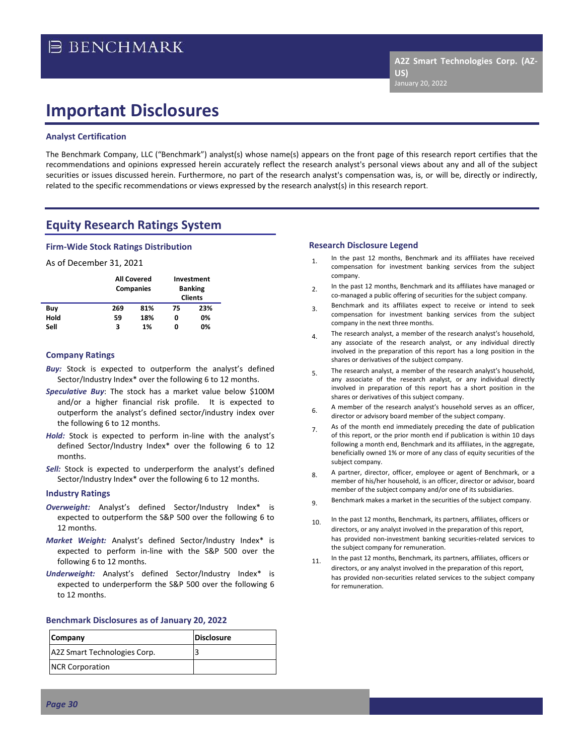# Important Disclosures

### Analyst Certification

The Benchmark Company, LLC ("Benchmark") analyst(s) whose name(s) appears on the front page of this research report certifies that the recommendations and opinions expressed herein accurately reflect the research analyst's personal views about any and all of the subject securities or issues discussed herein. Furthermore, no part of the research analyst's compensation was, is, or will be, directly or indirectly, related to the specific recommendations or views expressed by the research analyst(s) in this research report.

## Equity Research Ratings System

### Firm-Wide Stock Ratings Distribution

As of December 31, 2021

| | All Covered Companies | | Investment Banking Clients | |
|---|---|---|---|---|
| **Buy** | **269** | **81%** | **75** | **23%** |
| **Hold** | **59** | **18%** | **0** | **0%** |
| **Sell** | **3** | **1%** | **0** | **0%** |

### Company Ratings

***Buy:*** Stock is expected to outperform the analyst's defined Sector/Industry Index* over the following 6 to 12 months.

***Speculative Buy***: The stock has a market value below $100M and/or a higher financial risk profile. It is expected to outperform the analyst's defined sector/industry index over the following 6 to 12 months.

***Hold:*** Stock is expected to perform in-line with the analyst's defined Sector/Industry Index* over the following 6 to 12 months.

***Sell:*** Stock is expected to underperform the analyst's defined Sector/Industry Index* over the following 6 to 12 months.

### Industry Ratings

***Overweight:*** Analyst's defined Sector/Industry Index* is expected to outperform the S&P 500 over the following 6 to 12 months.

***Market Weight:*** Analyst's defined Sector/Industry Index* is expected to perform in-line with the S&P 500 over the following 6 to 12 months.

***Underweight:*** Analyst's defined Sector/Industry Index* is expected to underperform the S&P 500 over the following 6 to 12 months.

### Benchmark Disclosures as of January 20, 2022

| Company | Disclosure |
|---|---|
| A2Z Smart Technologies Corp. | 3 |
| NCR Corporation | |

### Research Disclosure Legend

1. In the past 12 months, Benchmark and its affiliates have received compensation for investment banking services from the subject company.
2. In the past 12 months, Benchmark and its affiliates have managed or co-managed a public offering of securities for the subject company.
3. Benchmark and its affiliates expect to receive or intend to seek compensation for investment banking services from the subject company in the next three months.
4. The research analyst, a member of the research analyst's household, any associate of the research analyst, or any individual directly involved in the preparation of this report has a long position in the shares or derivatives of the subject company.
5. The research analyst, a member of the research analyst's household, any associate of the research analyst, or any individual directly involved in preparation of this report has a short position in the shares or derivatives of this subject company.
6. A member of the research analyst's household serves as an officer, director or advisory board member of the subject company.
7. As of the month end immediately preceding the date of publication of this report, or the prior month end if publication is within 10 days following a month end, Benchmark and its affiliates, in the aggregate, beneficially owned 1% or more of any class of equity securities of the subject company.
8. A partner, director, officer, employee or agent of Benchmark, or a member of his/her household, is an officer, director or advisor, board member of the subject company and/or one of its subsidiaries.
9. Benchmark makes a market in the securities of the subject company.
10. In the past 12 months, Benchmark, its partners, affiliates, officers or directors, or any analyst involved in the preparation of this report, has provided non-investment banking securities-related services to the subject company for remuneration.
11. In the past 12 months, Benchmark, its partners, affiliates, officers or directors, or any analyst involved in the preparation of this report, has provided non-securities related services to the subject company for remuneration.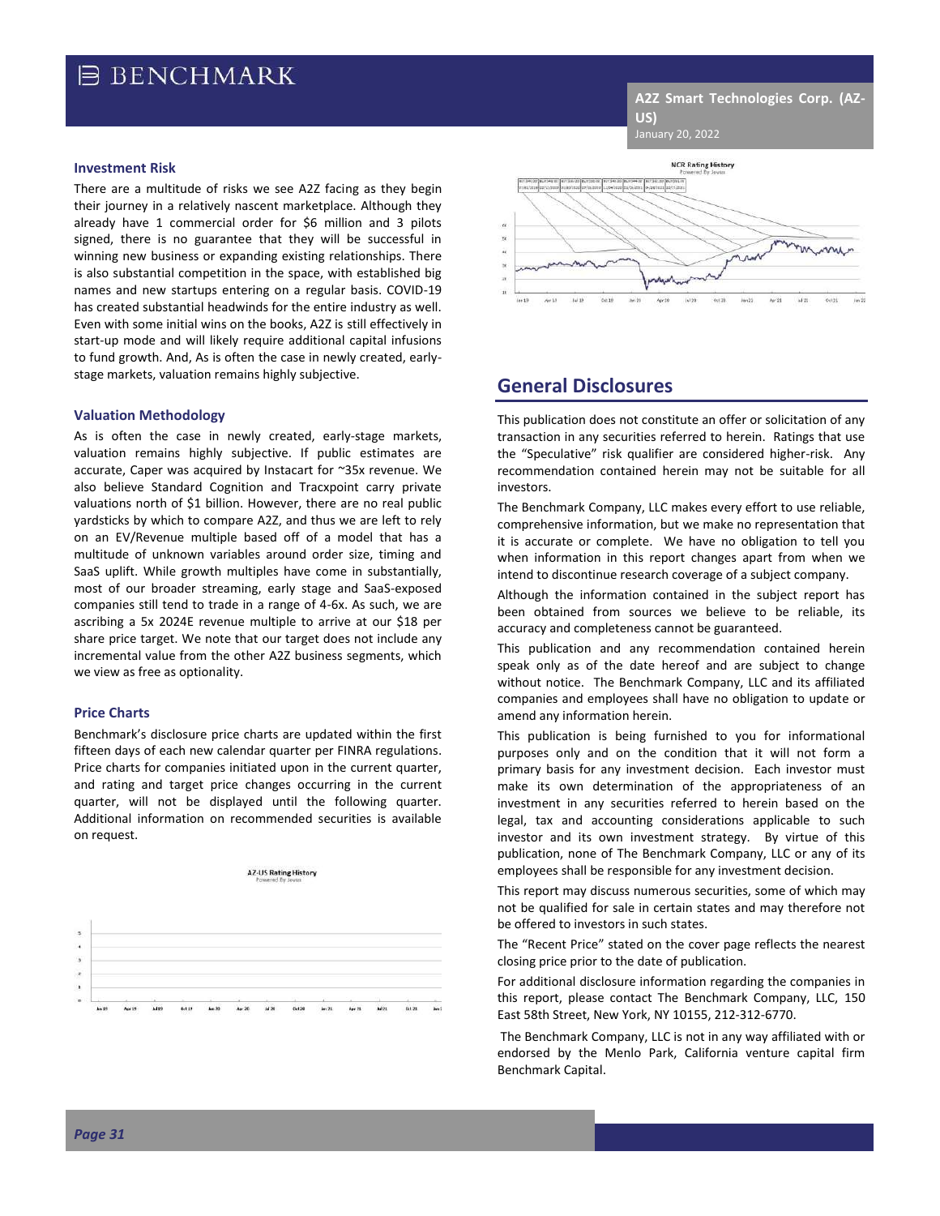### Investment Risk

There are a multitude of risks we see A2Z facing as they begin their journey in a relatively nascent marketplace. Although they already have 1 commercial order for $6 million and 3 pilots signed, there is no guarantee that they will be successful in winning new business or expanding existing relationships. There is also substantial competition in the space, with established big names and new startups entering on a regular basis. COVID-19 has created substantial headwinds for the entire industry as well. Even with some initial wins on the books, A2Z is still effectively in start-up mode and will likely require additional capital infusions to fund growth. And, As is often the case in newly created, early-stage markets, valuation remains highly subjective.

### Valuation Methodology

As is often the case in newly created, early-stage markets, valuation remains highly subjective. If public estimates are accurate, Caper was acquired by Instacart for ~35x revenue. We also believe Standard Cognition and Tracxpoint carry private valuations north of $1 billion. However, there are no real public yardsticks by which to compare A2Z, and thus we are left to rely on an EV/Revenue multiple based off of a model that has a multitude of unknown variables around order size, timing and SaaS uplift. While growth multiples have come in substantially, most of our broader streaming, early stage and SaaS-exposed companies still tend to trade in a range of 4-6x. As such, we are ascribing a 5x 2024E revenue multiple to arrive at our $18 per share price target. We note that our target does not include any incremental value from the other A2Z business segments, which we view as free as optionality.

### Price Charts

Benchmark's disclosure price charts are updated within the first fifteen days of each new calendar quarter per FINRA regulations. Price charts for companies initiated upon in the current quarter, and rating and target price changes occurring in the current quarter, will not be displayed until the following quarter. Additional information on recommended securities is available on request.

AZ-US Rating History

Powered By Jovus

NCR Rating History

Powered By Jovus

## General Disclosures

This publication does not constitute an offer or solicitation of any transaction in any securities referred to herein. Ratings that use the "Speculative" risk qualifier are considered higher-risk. Any recommendation contained herein may not be suitable for all investors.

The Benchmark Company, LLC makes every effort to use reliable, comprehensive information, but we make no representation that it is accurate or complete. We have no obligation to tell you when information in this report changes apart from when we intend to discontinue research coverage of a subject company.

Although the information contained in the subject report has been obtained from sources we believe to be reliable, its accuracy and completeness cannot be guaranteed.

This publication and any recommendation contained herein speak only as of the date hereof and are subject to change without notice. The Benchmark Company, LLC and its affiliated companies and employees shall have no obligation to update or amend any information herein.

This publication is being furnished to you for informational purposes only and on the condition that it will not form a primary basis for any investment decision. Each investor must make its own determination of the appropriateness of an investment in any securities referred to herein based on the legal, tax and accounting considerations applicable to such investor and its own investment strategy. By virtue of this publication, none of The Benchmark Company, LLC or any of its employees shall be responsible for any investment decision.

This report may discuss numerous securities, some of which may not be qualified for sale in certain states and may therefore not be offered to investors in such states.

The "Recent Price" stated on the cover page reflects the nearest closing price prior to the date of publication.

For additional disclosure information regarding the companies in this report, please contact The Benchmark Company, LLC, 150 East 58th Street, New York, NY 10155, 212-312-6770.

The Benchmark Company, LLC is not in any way affiliated with or endorsed by the Menlo Park, California venture capital firm Benchmark Capital.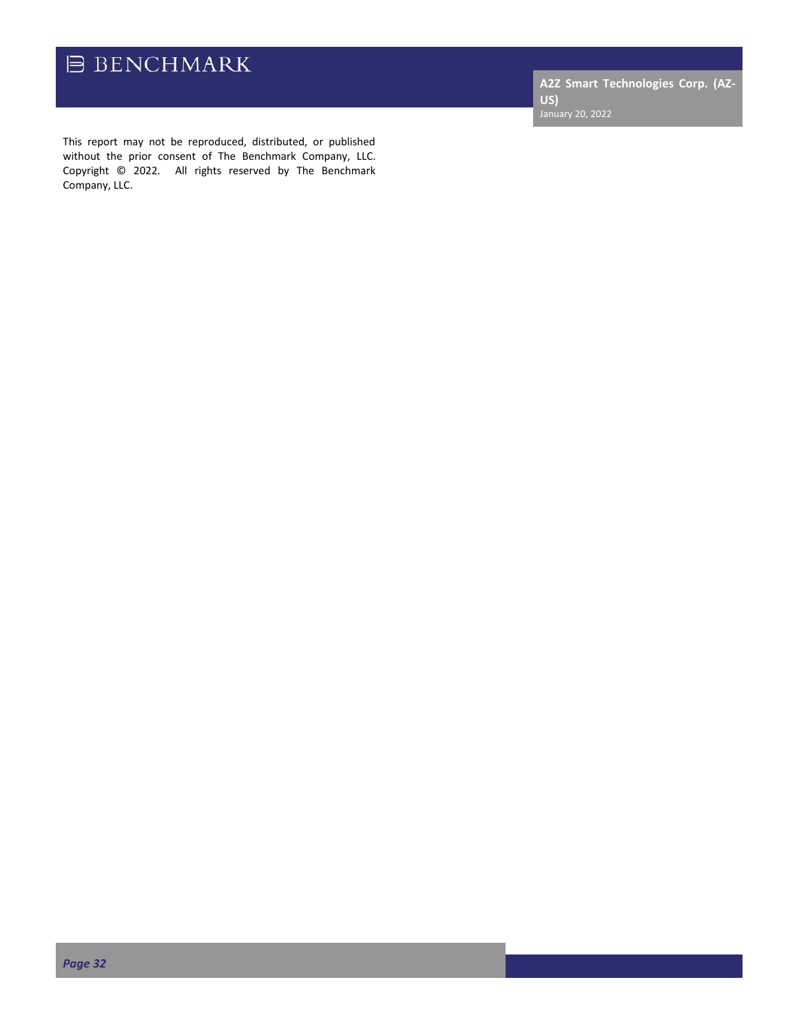This report may not be reproduced, distributed, or published without the prior consent of The Benchmark Company, LLC. Copyright © 2022. All rights reserved by The Benchmark Company, LLC.